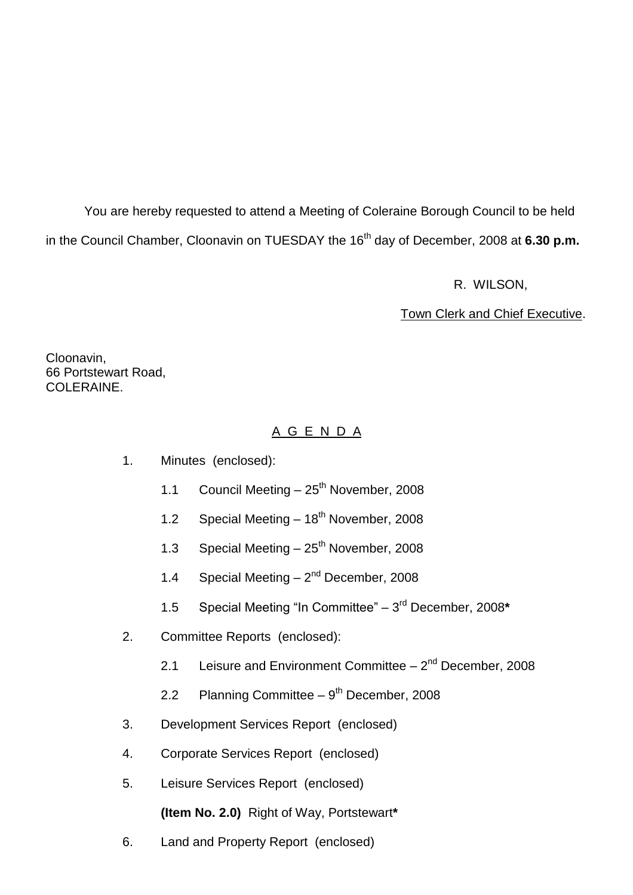You are hereby requested to attend a Meeting of Coleraine Borough Council to be held in the Council Chamber, Cloonavin on TUESDAY the 16th day of December, 2008 at **6.30 p.m.**

R. WILSON,

Town Clerk and Chief Executive.

Cloonavin,
66 Portstewart Road,
COLERAINE.

## A G E N D A

1. Minutes (enclosed):

   1.1 Council Meeting – 25th November, 2008

   1.2 Special Meeting – 18th November, 2008

   1.3 Special Meeting – 25th November, 2008

   1.4 Special Meeting – 2nd December, 2008

   1.5 Special Meeting "In Committee" – 3rd December, 2008**\***

2. Committee Reports (enclosed):

   2.1 Leisure and Environment Committee – 2nd December, 2008

   2.2 Planning Committee – 9th December, 2008

3. Development Services Report (enclosed)

4. Corporate Services Report (enclosed)

5. Leisure Services Report (enclosed)

   **(Item No. 2.0)** Right of Way, Portstewart**\***

6. Land and Property Report (enclosed)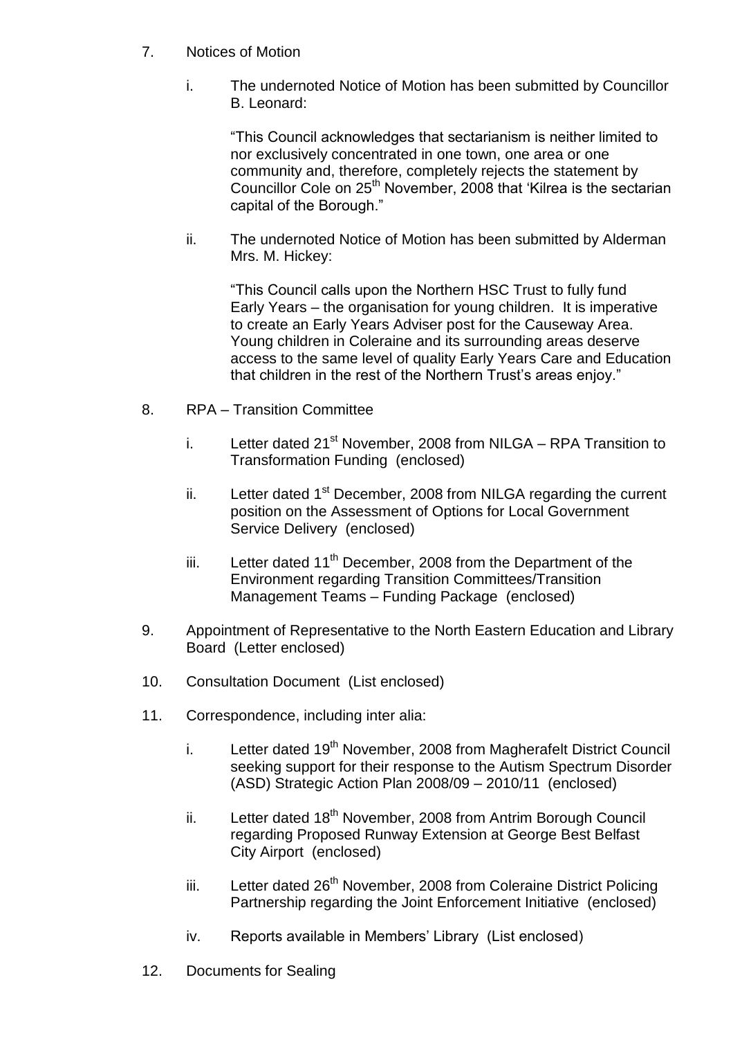7. Notices of Motion

   i. The undernoted Notice of Motion has been submitted by Councillor B. Leonard:

      "This Council acknowledges that sectarianism is neither limited to nor exclusively concentrated in one town, one area or one community and, therefore, completely rejects the statement by Councillor Cole on 25th November, 2008 that 'Kilrea is the sectarian capital of the Borough."

   ii. The undernoted Notice of Motion has been submitted by Alderman Mrs. M. Hickey:

      "This Council calls upon the Northern HSC Trust to fully fund Early Years – the organisation for young children. It is imperative to create an Early Years Adviser post for the Causeway Area. Young children in Coleraine and its surrounding areas deserve access to the same level of quality Early Years Care and Education that children in the rest of the Northern Trust's areas enjoy."

8. RPA – Transition Committee

   i. Letter dated 21st November, 2008 from NILGA – RPA Transition to Transformation Funding (enclosed)

   ii. Letter dated 1st December, 2008 from NILGA regarding the current position on the Assessment of Options for Local Government Service Delivery (enclosed)

   iii. Letter dated 11th December, 2008 from the Department of the Environment regarding Transition Committees/Transition Management Teams – Funding Package (enclosed)

9. Appointment of Representative to the North Eastern Education and Library Board (Letter enclosed)

10. Consultation Document (List enclosed)

11. Correspondence, including inter alia:

    i. Letter dated 19th November, 2008 from Magherafelt District Council seeking support for their response to the Autism Spectrum Disorder (ASD) Strategic Action Plan 2008/09 – 2010/11 (enclosed)

    ii. Letter dated 18th November, 2008 from Antrim Borough Council regarding Proposed Runway Extension at George Best Belfast City Airport (enclosed)

    iii. Letter dated 26th November, 2008 from Coleraine District Policing Partnership regarding the Joint Enforcement Initiative (enclosed)

    iv. Reports available in Members' Library (List enclosed)

12. Documents for Sealing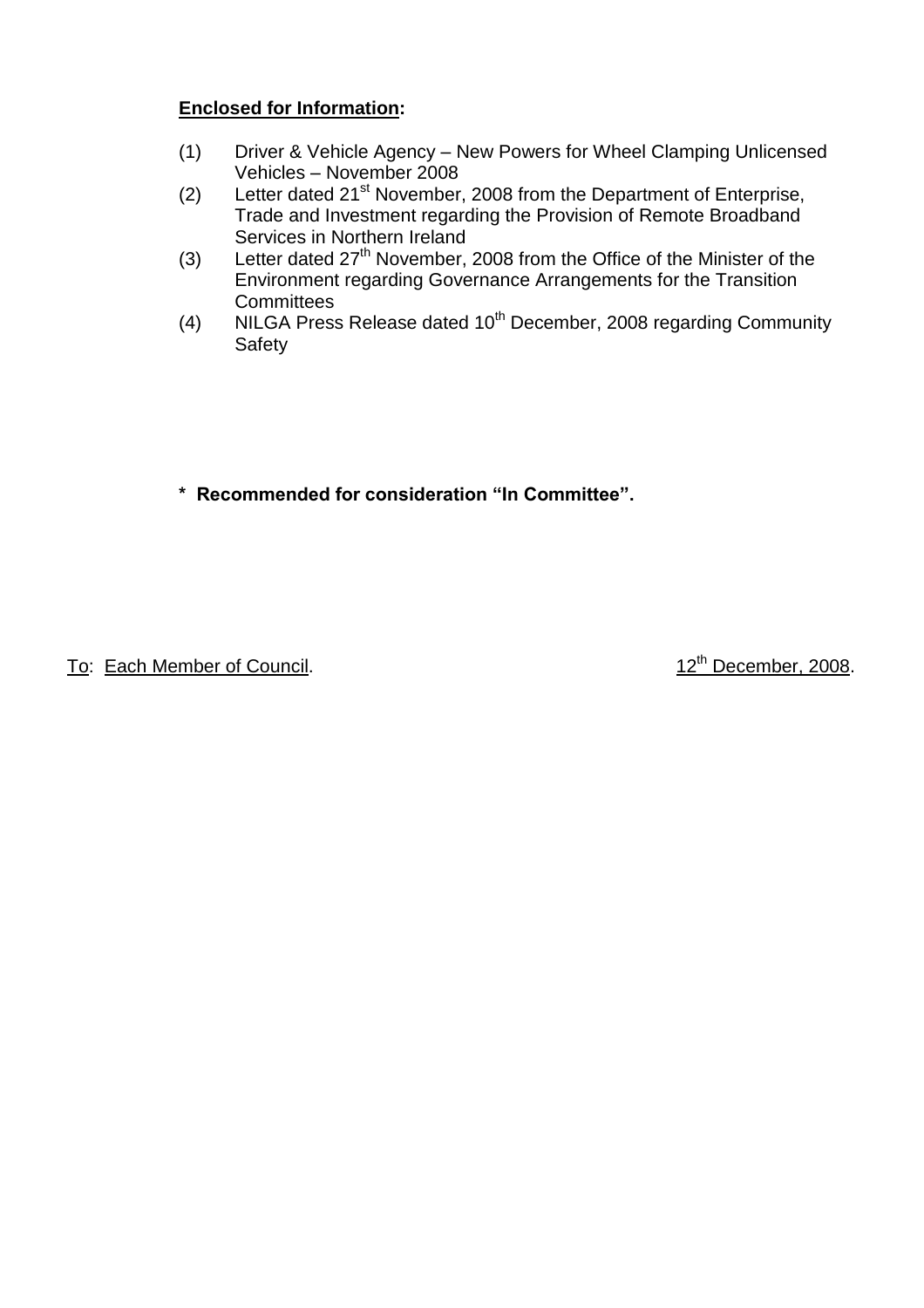**<u>Enclosed for Information</u>:**

(1) Driver & Vehicle Agency – New Powers for Wheel Clamping Unlicensed Vehicles – November 2008

(2) Letter dated 21st November, 2008 from the Department of Enterprise, Trade and Investment regarding the Provision of Remote Broadband Services in Northern Ireland

(3) Letter dated 27th November, 2008 from the Office of the Minister of the Environment regarding Governance Arrangements for the Transition Committees

(4) NILGA Press Release dated 10th December, 2008 regarding Community Safety

**\* Recommended for consideration "In Committee".**

<u>To</u>: <u>Each Member of Council</u>. <u>12th December, 2008</u>.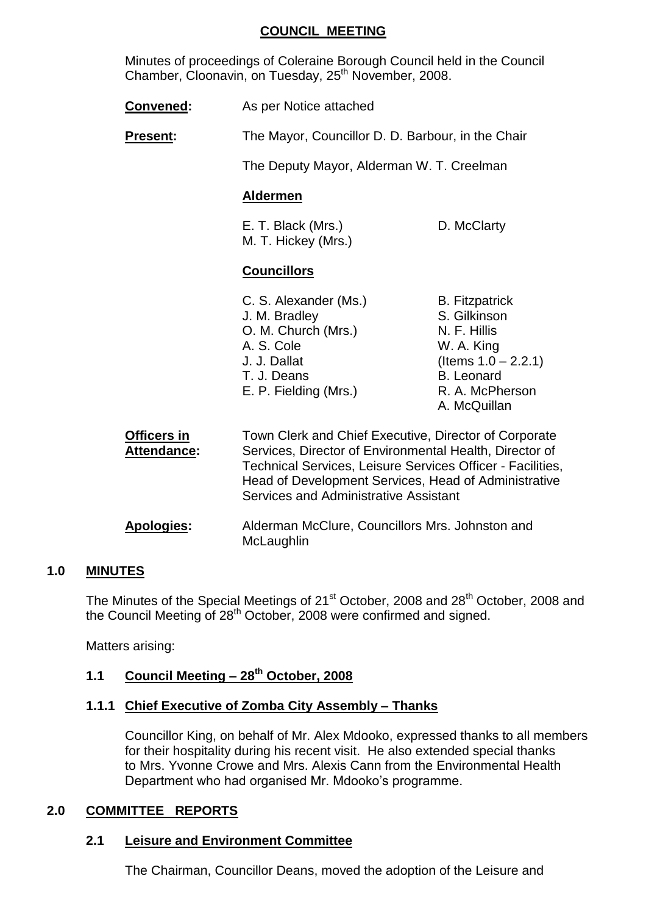## COUNCIL MEETING

Minutes of proceedings of Coleraine Borough Council held in the Council Chamber, Cloonavin, on Tuesday, 25th November, 2008.

**Convened:** As per Notice attached

**Present:** The Mayor, Councillor D. D. Barbour, in the Chair

The Deputy Mayor, Alderman W. T. Creelman

**Aldermen**

E. T. Black (Mrs.)
M. T. Hickey (Mrs.)
D. McClarty

**Councillors**

C. S. Alexander (Ms.)
J. M. Bradley
O. M. Church (Mrs.)
A. S. Cole
J. J. Dallat
T. J. Deans
E. P. Fielding (Mrs.)
B. Fitzpatrick
S. Gilkinson
N. F. Hillis
W. A. King (Items 1.0 – 2.2.1)
B. Leonard
R. A. McPherson
A. McQuillan

**Officers in Attendance:** Town Clerk and Chief Executive, Director of Corporate Services, Director of Environmental Health, Director of Technical Services, Leisure Services Officer - Facilities, Head of Development Services, Head of Administrative Services and Administrative Assistant

**Apologies:** Alderman McClure, Councillors Mrs. Johnston and McLaughlin

### 1.0 MINUTES

The Minutes of the Special Meetings of 21st October, 2008 and 28th October, 2008 and the Council Meeting of 28th October, 2008 were confirmed and signed.

Matters arising:

#### 1.1 Council Meeting – 28th October, 2008

#### 1.1.1 Chief Executive of Zomba City Assembly – Thanks

Councillor King, on behalf of Mr. Alex Mdooko, expressed thanks to all members for their hospitality during his recent visit. He also extended special thanks to Mrs. Yvonne Crowe and Mrs. Alexis Cann from the Environmental Health Department who had organised Mr. Mdooko's programme.

### 2.0 COMMITTEE REPORTS

#### 2.1 Leisure and Environment Committee

The Chairman, Councillor Deans, moved the adoption of the Leisure and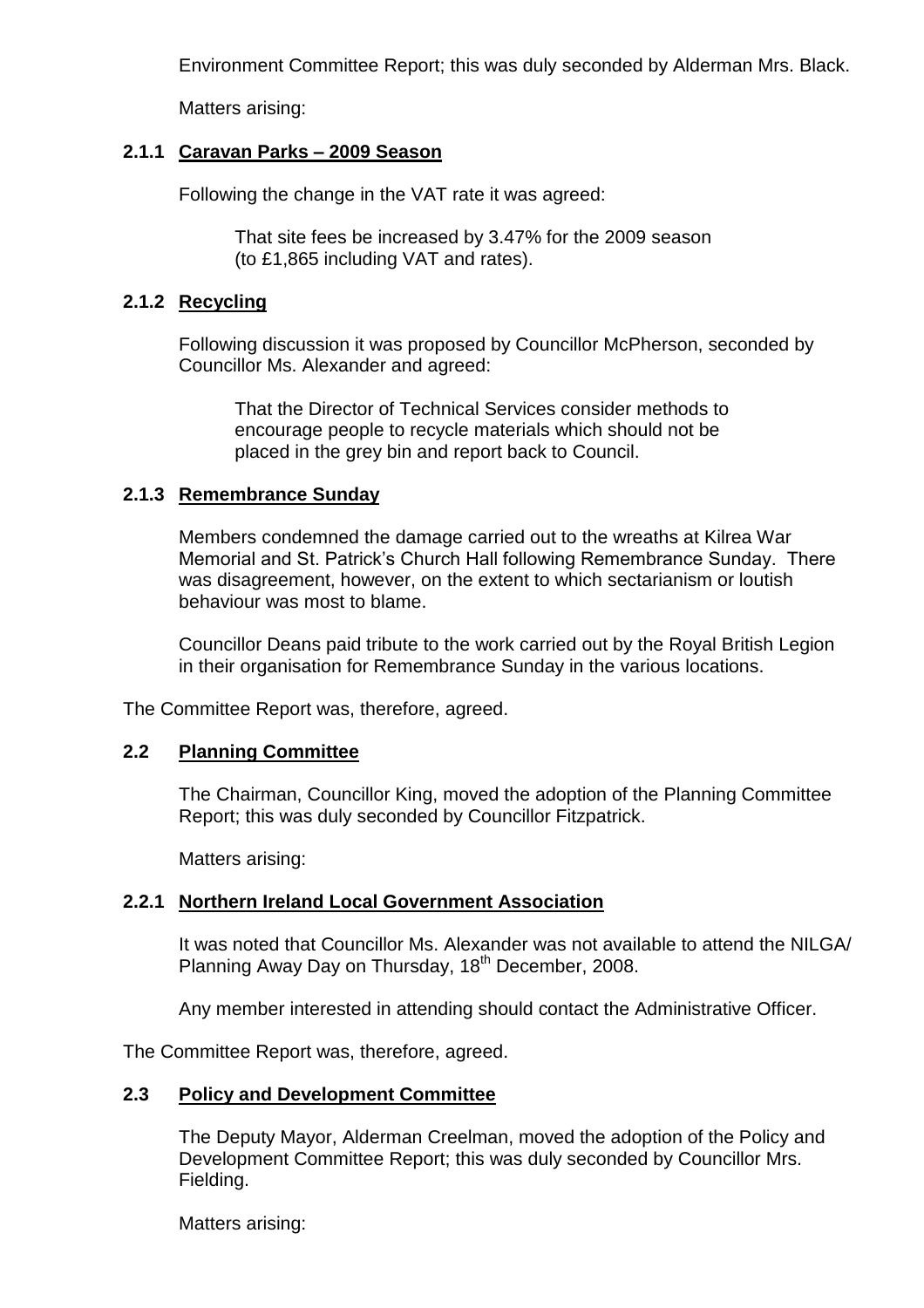Environment Committee Report; this was duly seconded by Alderman Mrs. Black.

Matters arising:

### 2.1.1 Caravan Parks – 2009 Season

Following the change in the VAT rate it was agreed:

> That site fees be increased by 3.47% for the 2009 season (to £1,865 including VAT and rates).

### 2.1.2 Recycling

Following discussion it was proposed by Councillor McPherson, seconded by Councillor Ms. Alexander and agreed:

> That the Director of Technical Services consider methods to encourage people to recycle materials which should not be placed in the grey bin and report back to Council.

### 2.1.3 Remembrance Sunday

Members condemned the damage carried out to the wreaths at Kilrea War Memorial and St. Patrick's Church Hall following Remembrance Sunday. There was disagreement, however, on the extent to which sectarianism or loutish behaviour was most to blame.

Councillor Deans paid tribute to the work carried out by the Royal British Legion in their organisation for Remembrance Sunday in the various locations.

The Committee Report was, therefore, agreed.

## 2.2 Planning Committee

The Chairman, Councillor King, moved the adoption of the Planning Committee Report; this was duly seconded by Councillor Fitzpatrick.

Matters arising:

### 2.2.1 Northern Ireland Local Government Association

It was noted that Councillor Ms. Alexander was not available to attend the NILGA/ Planning Away Day on Thursday, 18th December, 2008.

Any member interested in attending should contact the Administrative Officer.

The Committee Report was, therefore, agreed.

## 2.3 Policy and Development Committee

The Deputy Mayor, Alderman Creelman, moved the adoption of the Policy and Development Committee Report; this was duly seconded by Councillor Mrs. Fielding.

Matters arising: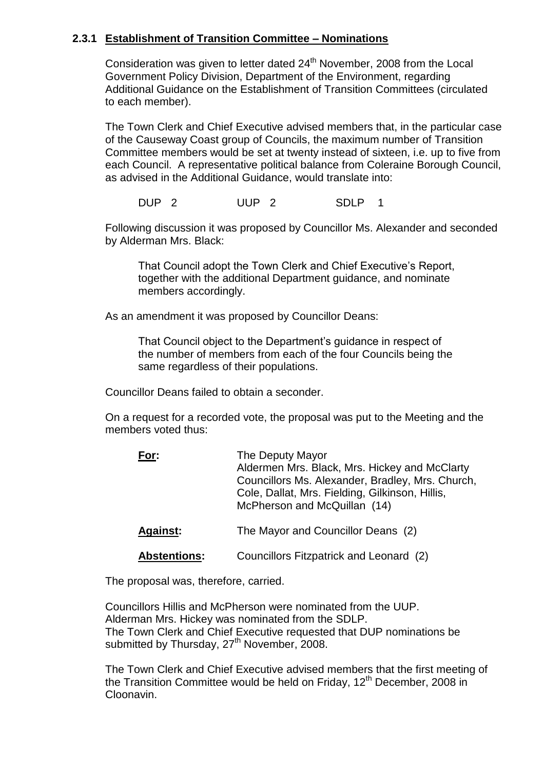### 2.3.1 Establishment of Transition Committee – Nominations

Consideration was given to letter dated 24th November, 2008 from the Local Government Policy Division, Department of the Environment, regarding Additional Guidance on the Establishment of Transition Committees (circulated to each member).

The Town Clerk and Chief Executive advised members that, in the particular case of the Causeway Coast group of Councils, the maximum number of Transition Committee members would be set at twenty instead of sixteen, i.e. up to five from each Council. A representative political balance from Coleraine Borough Council, as advised in the Additional Guidance, would translate into:

DUP 2 UUP 2 SDLP 1

Following discussion it was proposed by Councillor Ms. Alexander and seconded by Alderman Mrs. Black:

> That Council adopt the Town Clerk and Chief Executive's Report, together with the additional Department guidance, and nominate members accordingly.

As an amendment it was proposed by Councillor Deans:

> That Council object to the Department's guidance in respect of the number of members from each of the four Councils being the same regardless of their populations.

Councillor Deans failed to obtain a seconder.

On a request for a recorded vote, the proposal was put to the Meeting and the members voted thus:

**For:** The Deputy Mayor
Aldermen Mrs. Black, Mrs. Hickey and McClarty
Councillors Ms. Alexander, Bradley, Mrs. Church, Cole, Dallat, Mrs. Fielding, Gilkinson, Hillis, McPherson and McQuillan (14)

**Against:** The Mayor and Councillor Deans (2)

**Abstentions:** Councillors Fitzpatrick and Leonard (2)

The proposal was, therefore, carried.

Councillors Hillis and McPherson were nominated from the UUP.
Alderman Mrs. Hickey was nominated from the SDLP.
The Town Clerk and Chief Executive requested that DUP nominations be submitted by Thursday, 27th November, 2008.

The Town Clerk and Chief Executive advised members that the first meeting of the Transition Committee would be held on Friday, 12th December, 2008 in Cloonavin.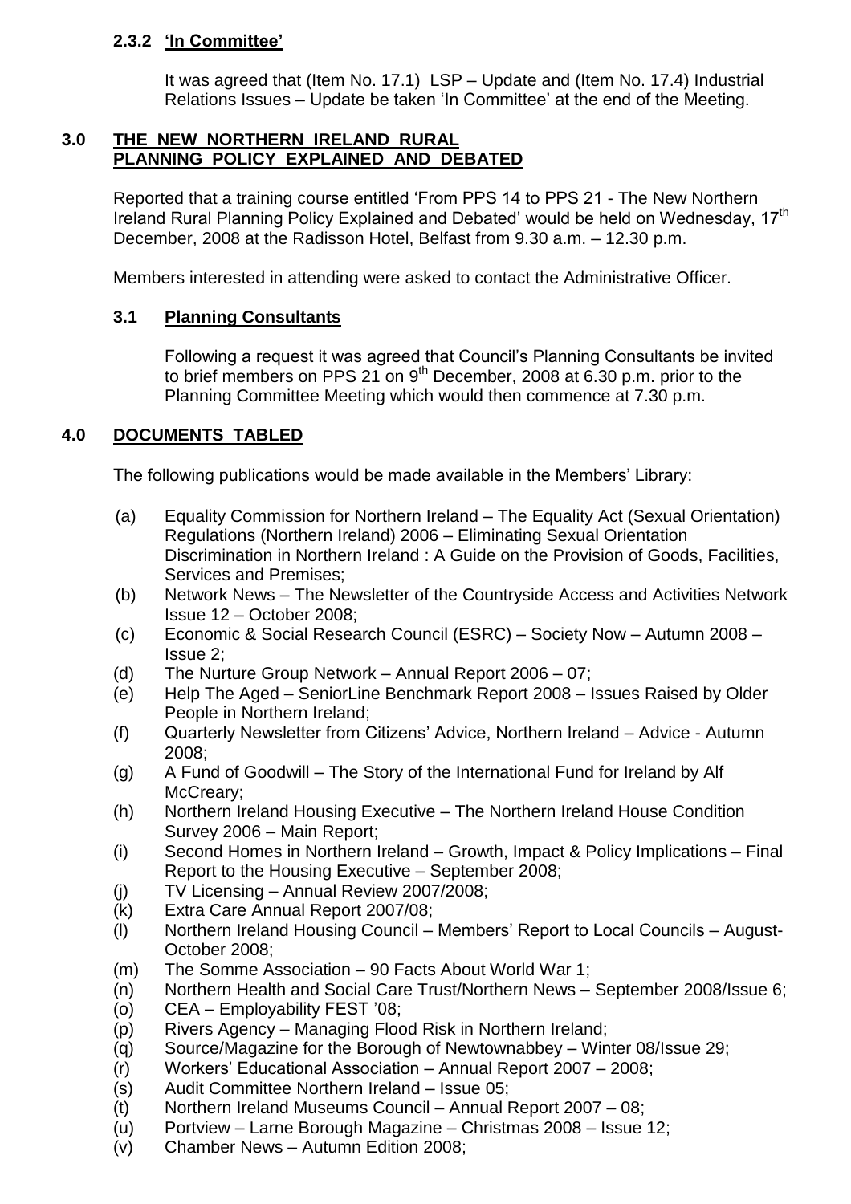### 2.3.2 'In Committee'

It was agreed that (Item No. 17.1) LSP – Update and (Item No. 17.4) Industrial Relations Issues – Update be taken 'In Committee' at the end of the Meeting.

## 3.0 THE NEW NORTHERN IRELAND RURAL PLANNING POLICY EXPLAINED AND DEBATED

Reported that a training course entitled 'From PPS 14 to PPS 21 - The New Northern Ireland Rural Planning Policy Explained and Debated' would be held on Wednesday, 17th December, 2008 at the Radisson Hotel, Belfast from 9.30 a.m. – 12.30 p.m.

Members interested in attending were asked to contact the Administrative Officer.

### 3.1 Planning Consultants

Following a request it was agreed that Council's Planning Consultants be invited to brief members on PPS 21 on 9th December, 2008 at 6.30 p.m. prior to the Planning Committee Meeting which would then commence at 7.30 p.m.

## 4.0 DOCUMENTS TABLED

The following publications would be made available in the Members' Library:

- (a) Equality Commission for Northern Ireland – The Equality Act (Sexual Orientation) Regulations (Northern Ireland) 2006 – Eliminating Sexual Orientation Discrimination in Northern Ireland : A Guide on the Provision of Goods, Facilities, Services and Premises;
- (b) Network News – The Newsletter of the Countryside Access and Activities Network Issue 12 – October 2008;
- (c) Economic & Social Research Council (ESRC) – Society Now – Autumn 2008 – Issue 2;
- (d) The Nurture Group Network – Annual Report 2006 – 07;
- (e) Help The Aged – SeniorLine Benchmark Report 2008 – Issues Raised by Older People in Northern Ireland;
- (f) Quarterly Newsletter from Citizens' Advice, Northern Ireland – Advice - Autumn 2008;
- (g) A Fund of Goodwill – The Story of the International Fund for Ireland by Alf McCreary;
- (h) Northern Ireland Housing Executive – The Northern Ireland House Condition Survey 2006 – Main Report;
- (i) Second Homes in Northern Ireland – Growth, Impact & Policy Implications – Final Report to the Housing Executive – September 2008;
- (j) TV Licensing – Annual Review 2007/2008;
- (k) Extra Care Annual Report 2007/08;
- (l) Northern Ireland Housing Council – Members' Report to Local Councils – August-October 2008;
- (m) The Somme Association – 90 Facts About World War 1;
- (n) Northern Health and Social Care Trust/Northern News – September 2008/Issue 6;
- (o) CEA – Employability FEST '08;
- (p) Rivers Agency – Managing Flood Risk in Northern Ireland;
- (q) Source/Magazine for the Borough of Newtownabbey – Winter 08/Issue 29;
- (r) Workers' Educational Association – Annual Report 2007 – 2008;
- (s) Audit Committee Northern Ireland – Issue 05;
- (t) Northern Ireland Museums Council – Annual Report 2007 – 08;
- (u) Portview – Larne Borough Magazine – Christmas 2008 – Issue 12;
- (v) Chamber News – Autumn Edition 2008;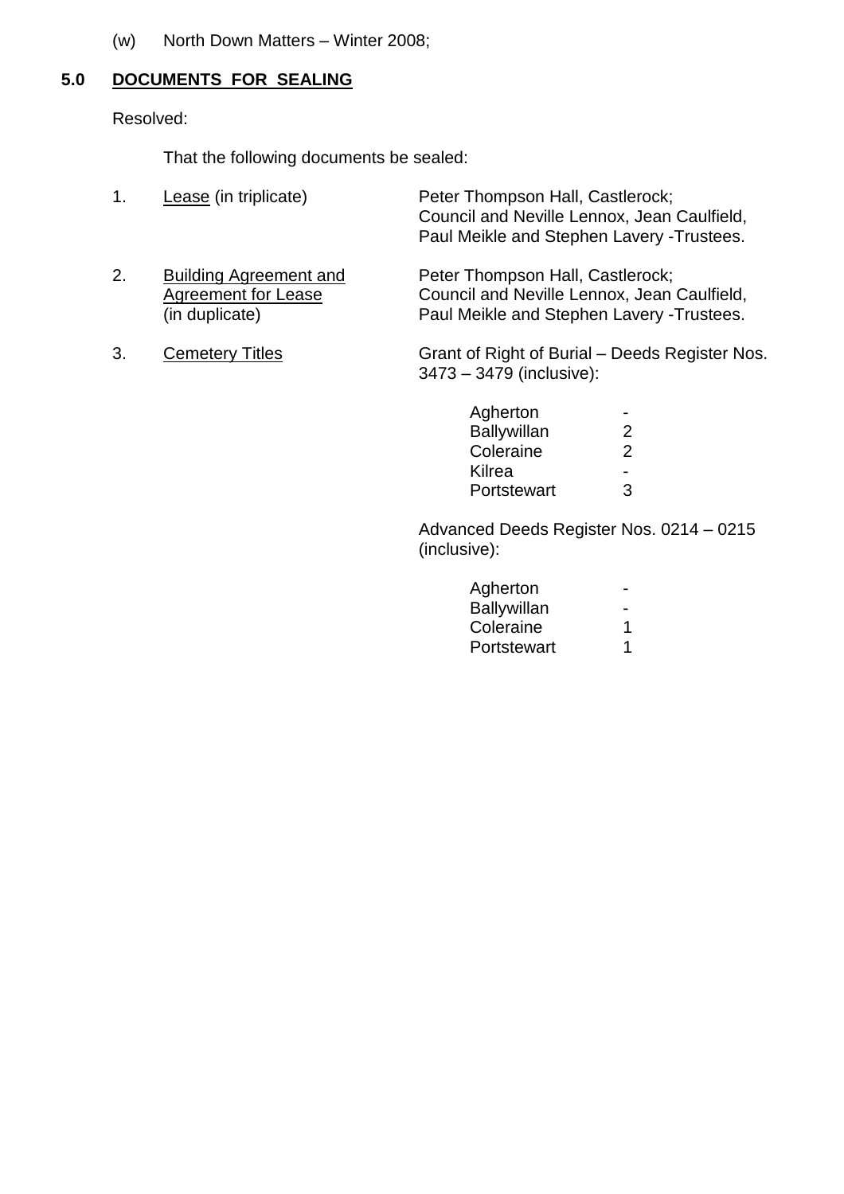(w) North Down Matters – Winter 2008;

## 5.0 DOCUMENTS FOR SEALING

Resolved:

That the following documents be sealed:

1. Lease (in triplicate) — Peter Thompson Hall, Castlerock; Council and Neville Lennox, Jean Caulfield, Paul Meikle and Stephen Lavery -Trustees.

2. Building Agreement and Agreement for Lease (in duplicate) — Peter Thompson Hall, Castlerock; Council and Neville Lennox, Jean Caulfield, Paul Meikle and Stephen Lavery -Trustees.

3. Cemetery Titles — Grant of Right of Burial – Deeds Register Nos. 3473 – 3479 (inclusive):

| | |
|---|---|
| Agherton | - |
| Ballywillan | 2 |
| Coleraine | 2 |
| Kilrea | - |
| Portstewart | 3 |

Advanced Deeds Register Nos. 0214 – 0215 (inclusive):

| | |
|---|---|
| Agherton | - |
| Ballywillan | - |
| Coleraine | 1 |
| Portstewart | 1 |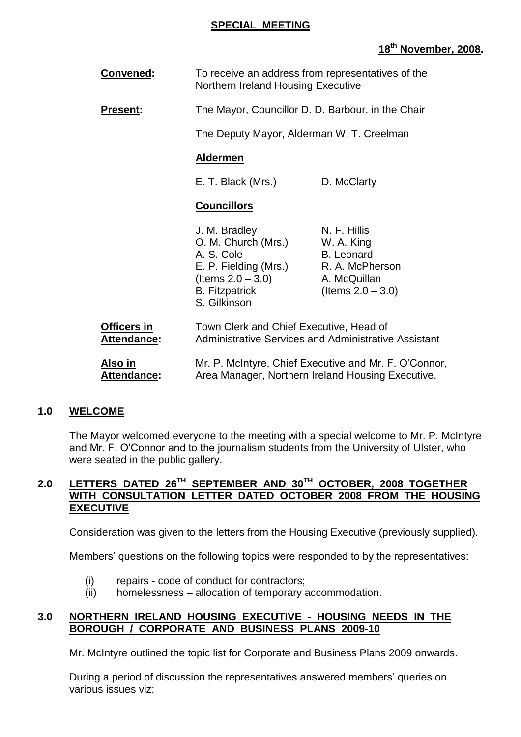**SPECIAL MEETING**

**18th November, 2008.**

**Convened:** To receive an address from representatives of the Northern Ireland Housing Executive

**Present:** The Mayor, Councillor D. D. Barbour, in the Chair

The Deputy Mayor, Alderman W. T. Creelman

**Aldermen**

E. T. Black (Mrs.) D. McClarty

**Councillors**

| | |
|---|---|
| J. M. Bradley | N. F. Hillis |
| O. M. Church (Mrs.) | W. A. King |
| A. S. Cole | B. Leonard |
| E. P. Fielding (Mrs.) (Items 2.0 – 3.0) | R. A. McPherson |
| B. Fitzpatrick | A. McQuillan (Items 2.0 – 3.0) |
| S. Gilkinson | |

**Officers in Attendance:** Town Clerk and Chief Executive, Head of Administrative Services and Administrative Assistant

**Also in Attendance:** Mr. P. McIntyre, Chief Executive and Mr. F. O'Connor, Area Manager, Northern Ireland Housing Executive.

## 1.0 WELCOME

The Mayor welcomed everyone to the meeting with a special welcome to Mr. P. McIntyre and Mr. F. O'Connor and to the journalism students from the University of Ulster, who were seated in the public gallery.

## 2.0 LETTERS DATED 26TH SEPTEMBER AND 30TH OCTOBER, 2008 TOGETHER WITH CONSULTATION LETTER DATED OCTOBER 2008 FROM THE HOUSING EXECUTIVE

Consideration was given to the letters from the Housing Executive (previously supplied).

Members' questions on the following topics were responded to by the representatives:

(i) repairs - code of conduct for contractors;
(ii) homelessness – allocation of temporary accommodation.

## 3.0 NORTHERN IRELAND HOUSING EXECUTIVE - HOUSING NEEDS IN THE BOROUGH / CORPORATE AND BUSINESS PLANS 2009-10

Mr. McIntyre outlined the topic list for Corporate and Business Plans 2009 onwards.

During a period of discussion the representatives answered members' queries on various issues viz: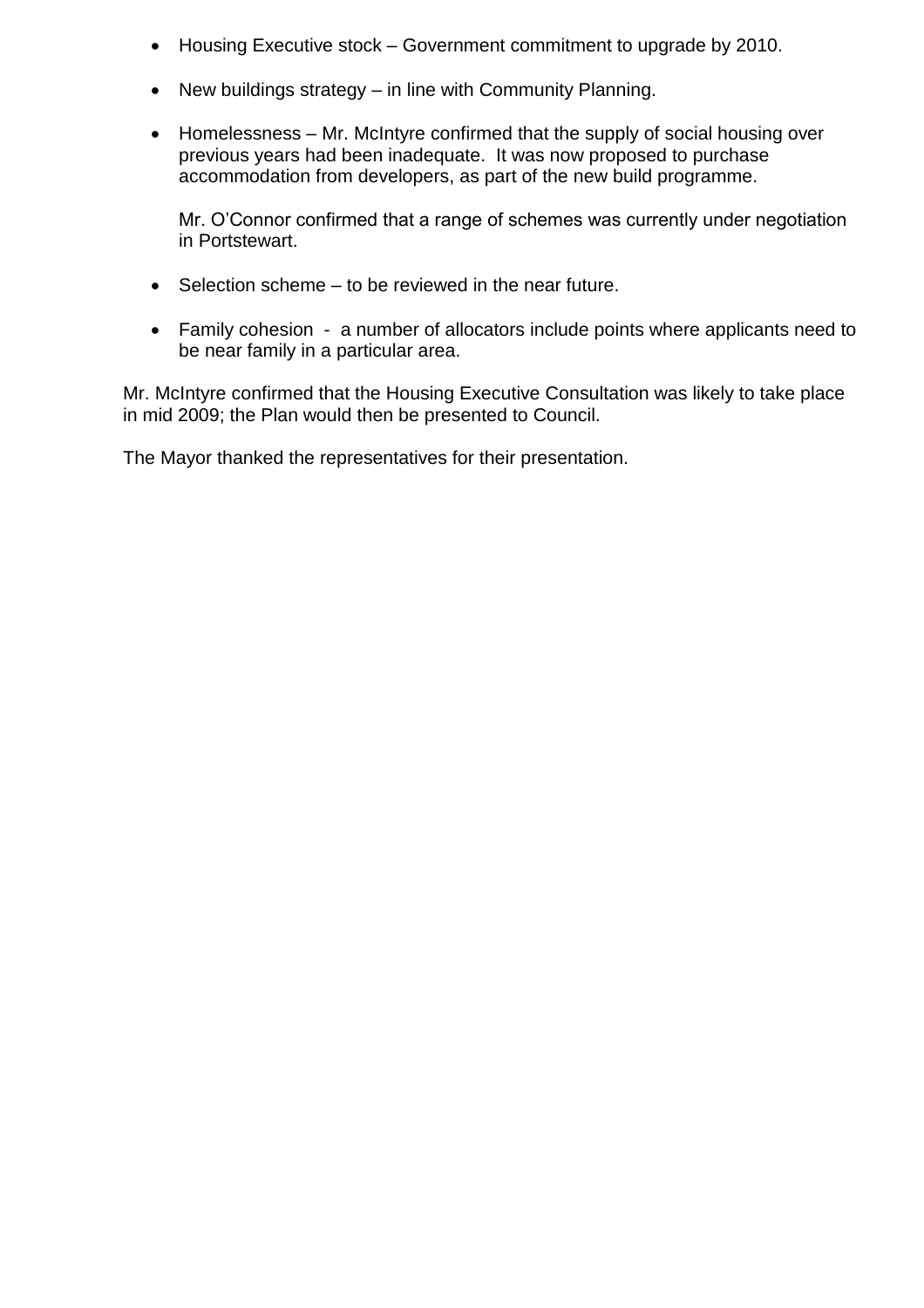- Housing Executive stock – Government commitment to upgrade by 2010.

- New buildings strategy – in line with Community Planning.

- Homelessness – Mr. McIntyre confirmed that the supply of social housing over previous years had been inadequate. It was now proposed to purchase accommodation from developers, as part of the new build programme.

  Mr. O'Connor confirmed that a range of schemes was currently under negotiation in Portstewart.

- Selection scheme – to be reviewed in the near future.

- Family cohesion - a number of allocators include points where applicants need to be near family in a particular area.

Mr. McIntyre confirmed that the Housing Executive Consultation was likely to take place in mid 2009; the Plan would then be presented to Council.

The Mayor thanked the representatives for their presentation.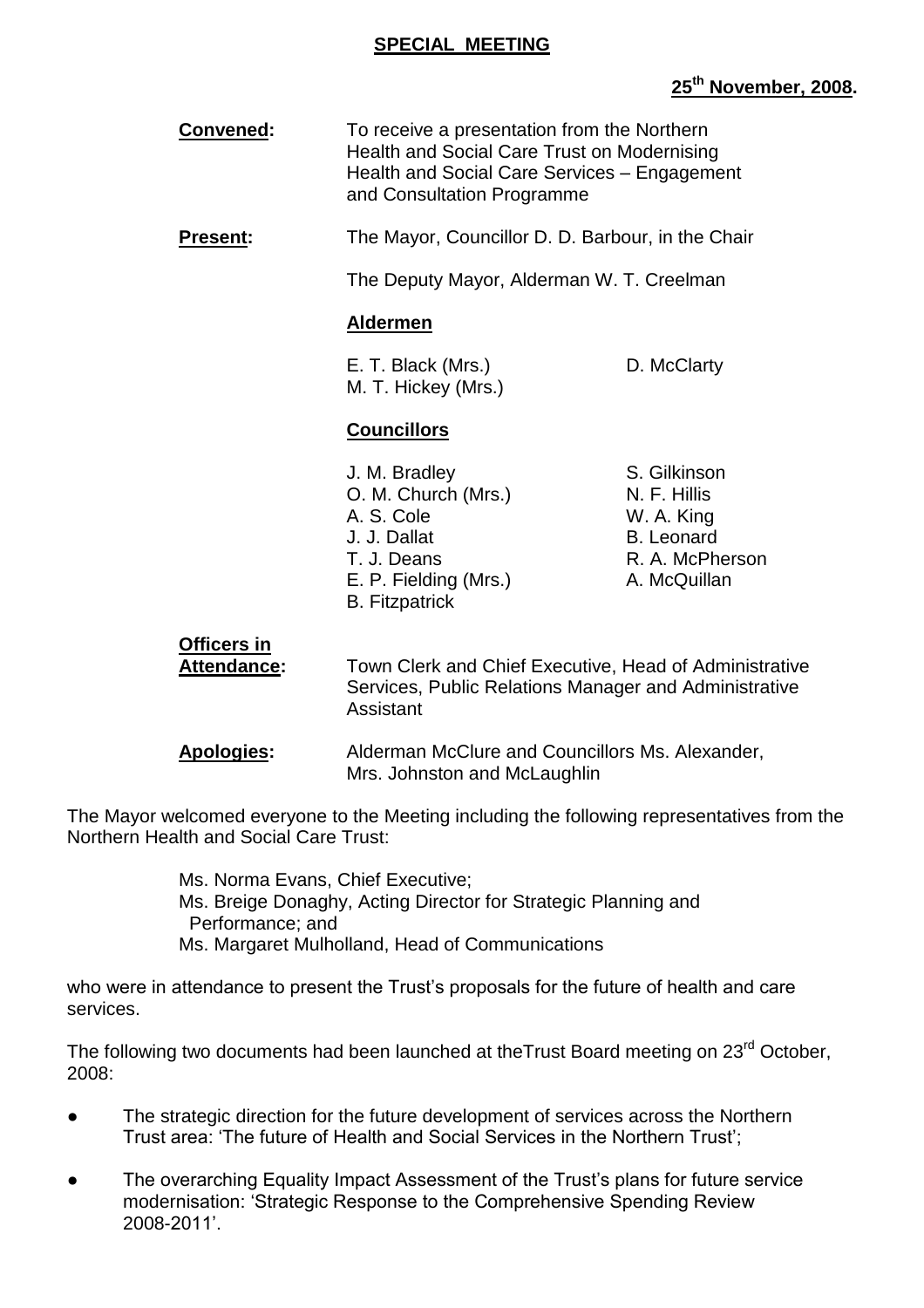## SPECIAL MEETING

**25th November, 2008.**

**Convened:** To receive a presentation from the Northern Health and Social Care Trust on Modernising Health and Social Care Services – Engagement and Consultation Programme

**Present:** The Mayor, Councillor D. D. Barbour, in the Chair

The Deputy Mayor, Alderman W. T. Creelman

**Aldermen**

E. T. Black (Mrs.)
M. T. Hickey (Mrs.)
D. McClarty

**Councillors**

J. M. Bradley
O. M. Church (Mrs.)
A. S. Cole
J. J. Dallat
T. J. Deans
E. P. Fielding (Mrs.)
B. Fitzpatrick
S. Gilkinson
N. F. Hillis
W. A. King
B. Leonard
R. A. McPherson
A. McQuillan

**Officers in Attendance:** Town Clerk and Chief Executive, Head of Administrative Services, Public Relations Manager and Administrative Assistant

**Apologies:** Alderman McClure and Councillors Ms. Alexander, Mrs. Johnston and McLaughlin

The Mayor welcomed everyone to the Meeting including the following representatives from the Northern Health and Social Care Trust:

Ms. Norma Evans, Chief Executive;
Ms. Breige Donaghy, Acting Director for Strategic Planning and Performance; and
Ms. Margaret Mulholland, Head of Communications

who were in attendance to present the Trust's proposals for the future of health and care services.

The following two documents had been launched at theTrust Board meeting on 23rd October, 2008:

- The strategic direction for the future development of services across the Northern Trust area: 'The future of Health and Social Services in the Northern Trust';
- The overarching Equality Impact Assessment of the Trust's plans for future service modernisation: 'Strategic Response to the Comprehensive Spending Review 2008-2011'.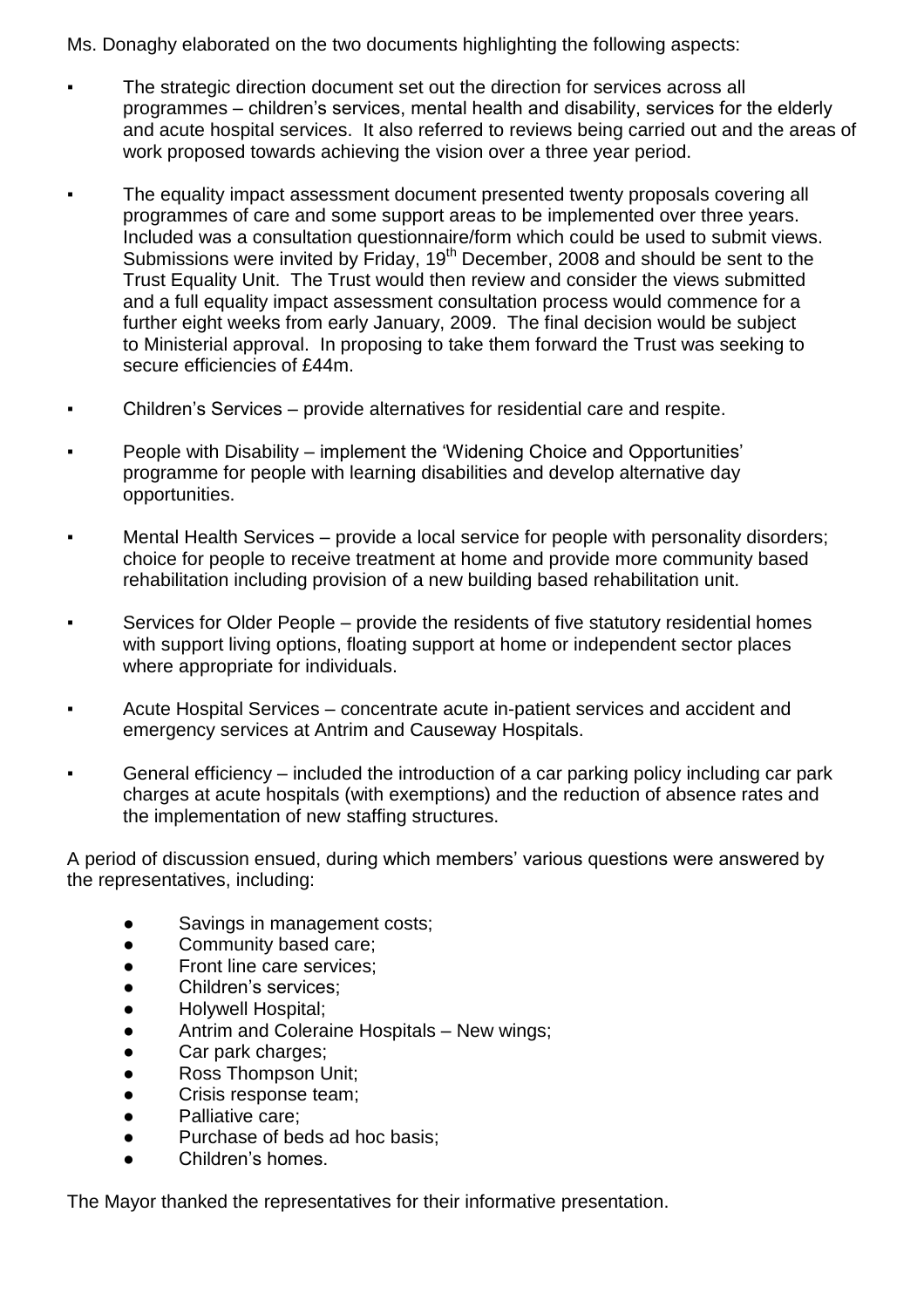Ms. Donaghy elaborated on the two documents highlighting the following aspects:

- The strategic direction document set out the direction for services across all programmes – children's services, mental health and disability, services for the elderly and acute hospital services. It also referred to reviews being carried out and the areas of work proposed towards achieving the vision over a three year period.

- The equality impact assessment document presented twenty proposals covering all programmes of care and some support areas to be implemented over three years. Included was a consultation questionnaire/form which could be used to submit views. Submissions were invited by Friday, 19th December, 2008 and should be sent to the Trust Equality Unit. The Trust would then review and consider the views submitted and a full equality impact assessment consultation process would commence for a further eight weeks from early January, 2009. The final decision would be subject to Ministerial approval. In proposing to take them forward the Trust was seeking to secure efficiencies of £44m.

- Children's Services – provide alternatives for residential care and respite.

- People with Disability – implement the 'Widening Choice and Opportunities' programme for people with learning disabilities and develop alternative day opportunities.

- Mental Health Services – provide a local service for people with personality disorders; choice for people to receive treatment at home and provide more community based rehabilitation including provision of a new building based rehabilitation unit.

- Services for Older People – provide the residents of five statutory residential homes with support living options, floating support at home or independent sector places where appropriate for individuals.

- Acute Hospital Services – concentrate acute in-patient services and accident and emergency services at Antrim and Causeway Hospitals.

- General efficiency – included the introduction of a car parking policy including car park charges at acute hospitals (with exemptions) and the reduction of absence rates and the implementation of new staffing structures.

A period of discussion ensued, during which members' various questions were answered by the representatives, including:

- Savings in management costs;
- Community based care;
- Front line care services;
- Children's services;
- Holywell Hospital;
- Antrim and Coleraine Hospitals – New wings;
- Car park charges;
- Ross Thompson Unit;
- Crisis response team;
- Palliative care;
- Purchase of beds ad hoc basis;
- Children's homes.

The Mayor thanked the representatives for their informative presentation.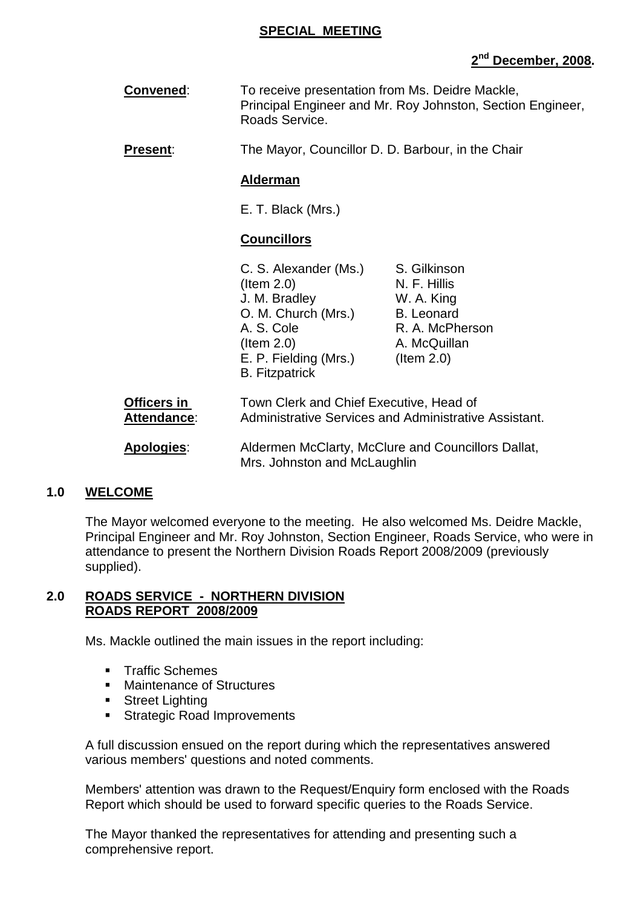**SPECIAL MEETING**

**2nd December, 2008.**

**Convened**: To receive presentation from Ms. Deidre Mackle, Principal Engineer and Mr. Roy Johnston, Section Engineer, Roads Service.

**Present**: The Mayor, Councillor D. D. Barbour, in the Chair

**Alderman**

E. T. Black (Mrs.)

**Councillors**

| | |
|---|---|
| C. S. Alexander (Ms.) (Item 2.0) | S. Gilkinson |
| J. M. Bradley | N. F. Hillis |
| O. M. Church (Mrs.) | W. A. King |
| A. S. Cole (Item 2.0) | B. Leonard |
| E. P. Fielding (Mrs.) | R. A. McPherson |
| B. Fitzpatrick | A. McQuillan (Item 2.0) |

**Officers in Attendance**: Town Clerk and Chief Executive, Head of Administrative Services and Administrative Assistant.

**Apologies**: Aldermen McClarty, McClure and Councillors Dallat, Mrs. Johnston and McLaughlin

## 1.0 WELCOME

The Mayor welcomed everyone to the meeting. He also welcomed Ms. Deidre Mackle, Principal Engineer and Mr. Roy Johnston, Section Engineer, Roads Service, who were in attendance to present the Northern Division Roads Report 2008/2009 (previously supplied).

## 2.0 ROADS SERVICE - NORTHERN DIVISION ROADS REPORT 2008/2009

Ms. Mackle outlined the main issues in the report including:

- Traffic Schemes
- Maintenance of Structures
- Street Lighting
- Strategic Road Improvements

A full discussion ensued on the report during which the representatives answered various members' questions and noted comments.

Members' attention was drawn to the Request/Enquiry form enclosed with the Roads Report which should be used to forward specific queries to the Roads Service.

The Mayor thanked the representatives for attending and presenting such a comprehensive report.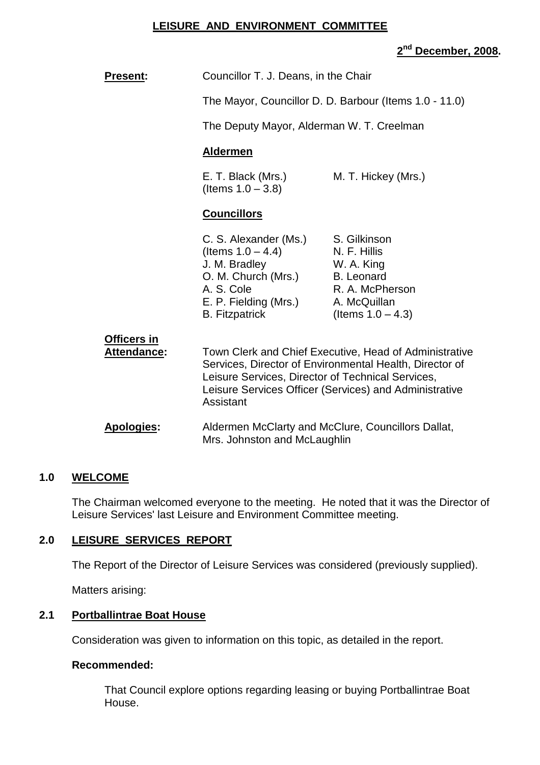# LEISURE AND ENVIRONMENT COMMITTEE

**2nd December, 2008.**

**Present:** Councillor T. J. Deans, in the Chair

The Mayor, Councillor D. D. Barbour (Items 1.0 - 11.0)

The Deputy Mayor, Alderman W. T. Creelman

**Aldermen**

E. T. Black (Mrs.) (Items 1.0 – 3.8)
M. T. Hickey (Mrs.)

**Councillors**

C. S. Alexander (Ms.) (Items 1.0 – 4.4)
J. M. Bradley
O. M. Church (Mrs.)
A. S. Cole
E. P. Fielding (Mrs.)
B. Fitzpatrick
S. Gilkinson
N. F. Hillis
W. A. King
B. Leonard
R. A. McPherson
A. McQuillan (Items 1.0 – 4.3)

**Officers in Attendance:** Town Clerk and Chief Executive, Head of Administrative Services, Director of Environmental Health, Director of Leisure Services, Director of Technical Services, Leisure Services Officer (Services) and Administrative Assistant

**Apologies:** Aldermen McClarty and McClure, Councillors Dallat, Mrs. Johnston and McLaughlin

## 1.0 WELCOME

The Chairman welcomed everyone to the meeting. He noted that it was the Director of Leisure Services' last Leisure and Environment Committee meeting.

## 2.0 LEISURE SERVICES REPORT

The Report of the Director of Leisure Services was considered (previously supplied).

Matters arising:

### 2.1 Portballintrae Boat House

Consideration was given to information on this topic, as detailed in the report.

**Recommended:**

That Council explore options regarding leasing or buying Portballintrae Boat House.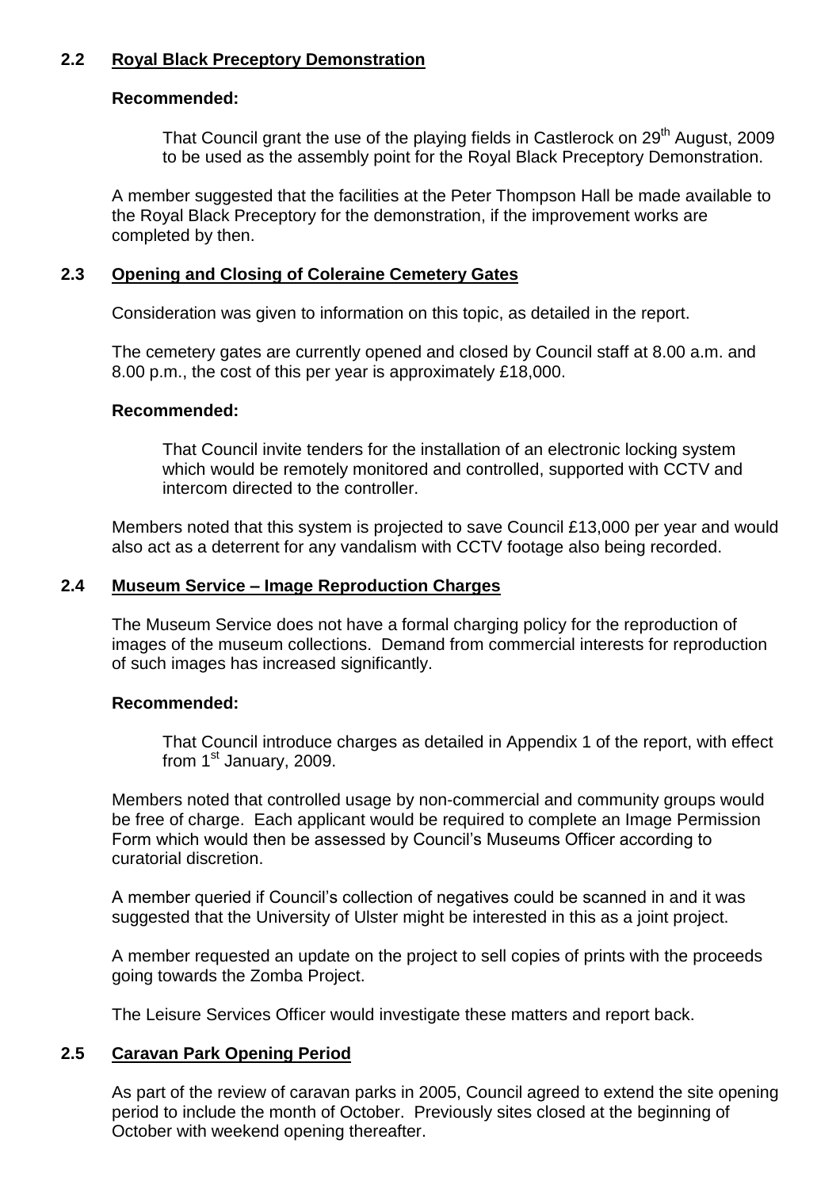## 2.2 Royal Black Preceptory Demonstration

**Recommended:**

> That Council grant the use of the playing fields in Castlerock on 29th August, 2009 to be used as the assembly point for the Royal Black Preceptory Demonstration.

A member suggested that the facilities at the Peter Thompson Hall be made available to the Royal Black Preceptory for the demonstration, if the improvement works are completed by then.

## 2.3 Opening and Closing of Coleraine Cemetery Gates

Consideration was given to information on this topic, as detailed in the report.

The cemetery gates are currently opened and closed by Council staff at 8.00 a.m. and 8.00 p.m., the cost of this per year is approximately £18,000.

**Recommended:**

> That Council invite tenders for the installation of an electronic locking system which would be remotely monitored and controlled, supported with CCTV and intercom directed to the controller.

Members noted that this system is projected to save Council £13,000 per year and would also act as a deterrent for any vandalism with CCTV footage also being recorded.

## 2.4 Museum Service – Image Reproduction Charges

The Museum Service does not have a formal charging policy for the reproduction of images of the museum collections. Demand from commercial interests for reproduction of such images has increased significantly.

**Recommended:**

> That Council introduce charges as detailed in Appendix 1 of the report, with effect from 1st January, 2009.

Members noted that controlled usage by non-commercial and community groups would be free of charge. Each applicant would be required to complete an Image Permission Form which would then be assessed by Council's Museums Officer according to curatorial discretion.

A member queried if Council's collection of negatives could be scanned in and it was suggested that the University of Ulster might be interested in this as a joint project.

A member requested an update on the project to sell copies of prints with the proceeds going towards the Zomba Project.

The Leisure Services Officer would investigate these matters and report back.

## 2.5 Caravan Park Opening Period

As part of the review of caravan parks in 2005, Council agreed to extend the site opening period to include the month of October. Previously sites closed at the beginning of October with weekend opening thereafter.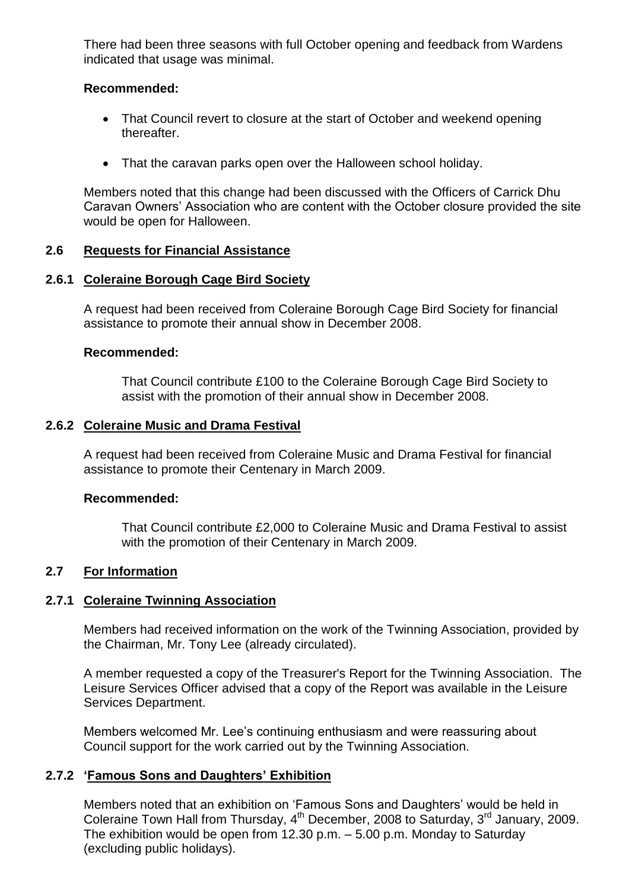There had been three seasons with full October opening and feedback from Wardens indicated that usage was minimal.

**Recommended:**

- That Council revert to closure at the start of October and weekend opening thereafter.
- That the caravan parks open over the Halloween school holiday.

Members noted that this change had been discussed with the Officers of Carrick Dhu Caravan Owners' Association who are content with the October closure provided the site would be open for Halloween.

### 2.6 Requests for Financial Assistance

#### 2.6.1 Coleraine Borough Cage Bird Society

A request had been received from Coleraine Borough Cage Bird Society for financial assistance to promote their annual show in December 2008.

**Recommended:**

That Council contribute £100 to the Coleraine Borough Cage Bird Society to assist with the promotion of their annual show in December 2008.

#### 2.6.2 Coleraine Music and Drama Festival

A request had been received from Coleraine Music and Drama Festival for financial assistance to promote their Centenary in March 2009.

**Recommended:**

That Council contribute £2,000 to Coleraine Music and Drama Festival to assist with the promotion of their Centenary in March 2009.

### 2.7 For Information

#### 2.7.1 Coleraine Twinning Association

Members had received information on the work of the Twinning Association, provided by the Chairman, Mr. Tony Lee (already circulated).

A member requested a copy of the Treasurer's Report for the Twinning Association. The Leisure Services Officer advised that a copy of the Report was available in the Leisure Services Department.

Members welcomed Mr. Lee's continuing enthusiasm and were reassuring about Council support for the work carried out by the Twinning Association.

#### 2.7.2 'Famous Sons and Daughters' Exhibition

Members noted that an exhibition on 'Famous Sons and Daughters' would be held in Coleraine Town Hall from Thursday, 4th December, 2008 to Saturday, 3rd January, 2009. The exhibition would be open from 12.30 p.m. – 5.00 p.m. Monday to Saturday (excluding public holidays).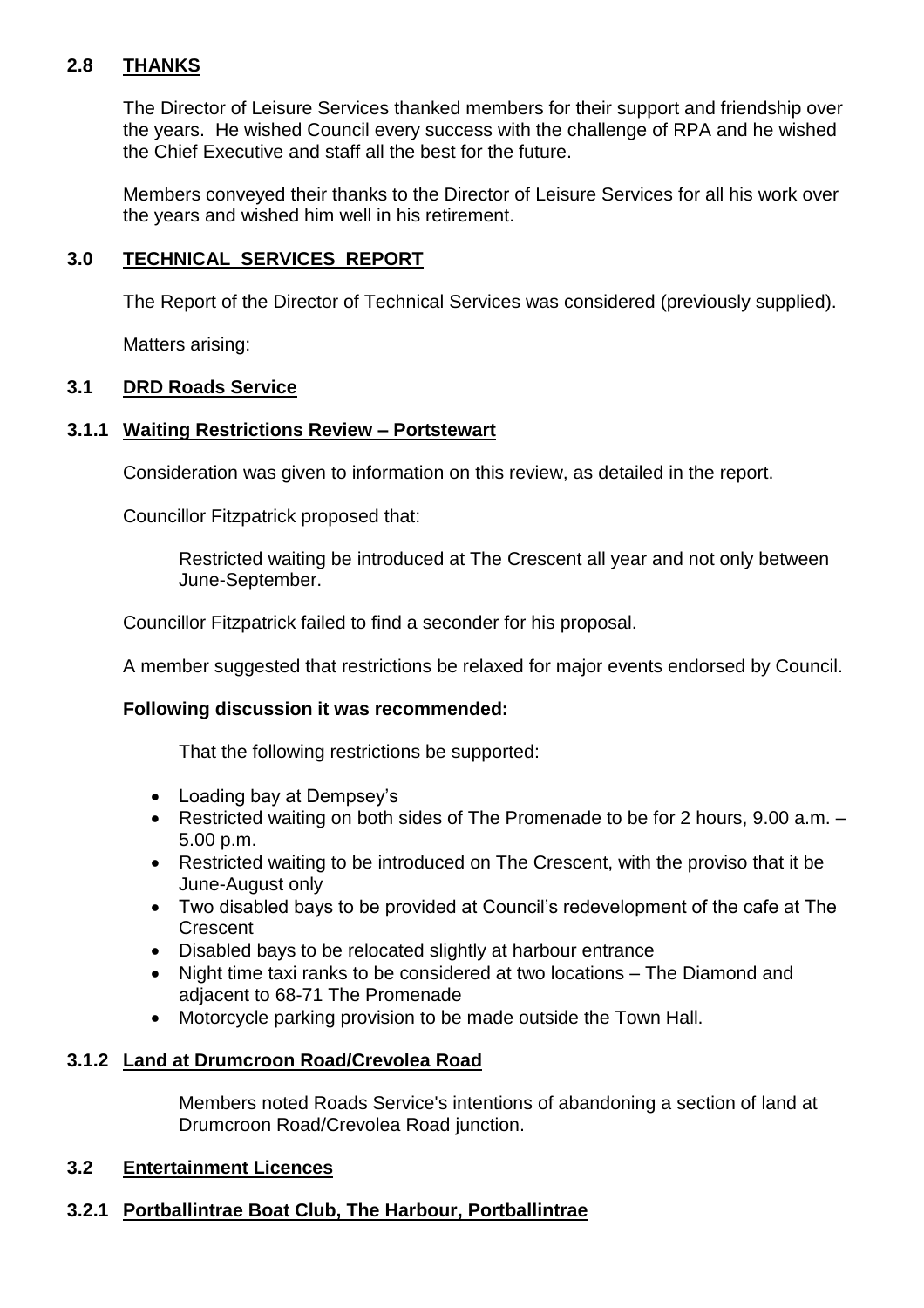## 2.8 THANKS

The Director of Leisure Services thanked members for their support and friendship over the years. He wished Council every success with the challenge of RPA and he wished the Chief Executive and staff all the best for the future.

Members conveyed their thanks to the Director of Leisure Services for all his work over the years and wished him well in his retirement.

## 3.0 TECHNICAL SERVICES REPORT

The Report of the Director of Technical Services was considered (previously supplied).

Matters arising:

## 3.1 DRD Roads Service

### 3.1.1 Waiting Restrictions Review – Portstewart

Consideration was given to information on this review, as detailed in the report.

Councillor Fitzpatrick proposed that:

> Restricted waiting be introduced at The Crescent all year and not only between June-September.

Councillor Fitzpatrick failed to find a seconder for his proposal.

A member suggested that restrictions be relaxed for major events endorsed by Council.

**Following discussion it was recommended:**

That the following restrictions be supported:

- Loading bay at Dempsey's
- Restricted waiting on both sides of The Promenade to be for 2 hours, 9.00 a.m. – 5.00 p.m.
- Restricted waiting to be introduced on The Crescent, with the proviso that it be June-August only
- Two disabled bays to be provided at Council's redevelopment of the cafe at The Crescent
- Disabled bays to be relocated slightly at harbour entrance
- Night time taxi ranks to be considered at two locations – The Diamond and adjacent to 68-71 The Promenade
- Motorcycle parking provision to be made outside the Town Hall.

### 3.1.2 Land at Drumcroon Road/Crevolea Road

Members noted Roads Service's intentions of abandoning a section of land at Drumcroon Road/Crevolea Road junction.

## 3.2 Entertainment Licences

### 3.2.1 Portballintrae Boat Club, The Harbour, Portballintrae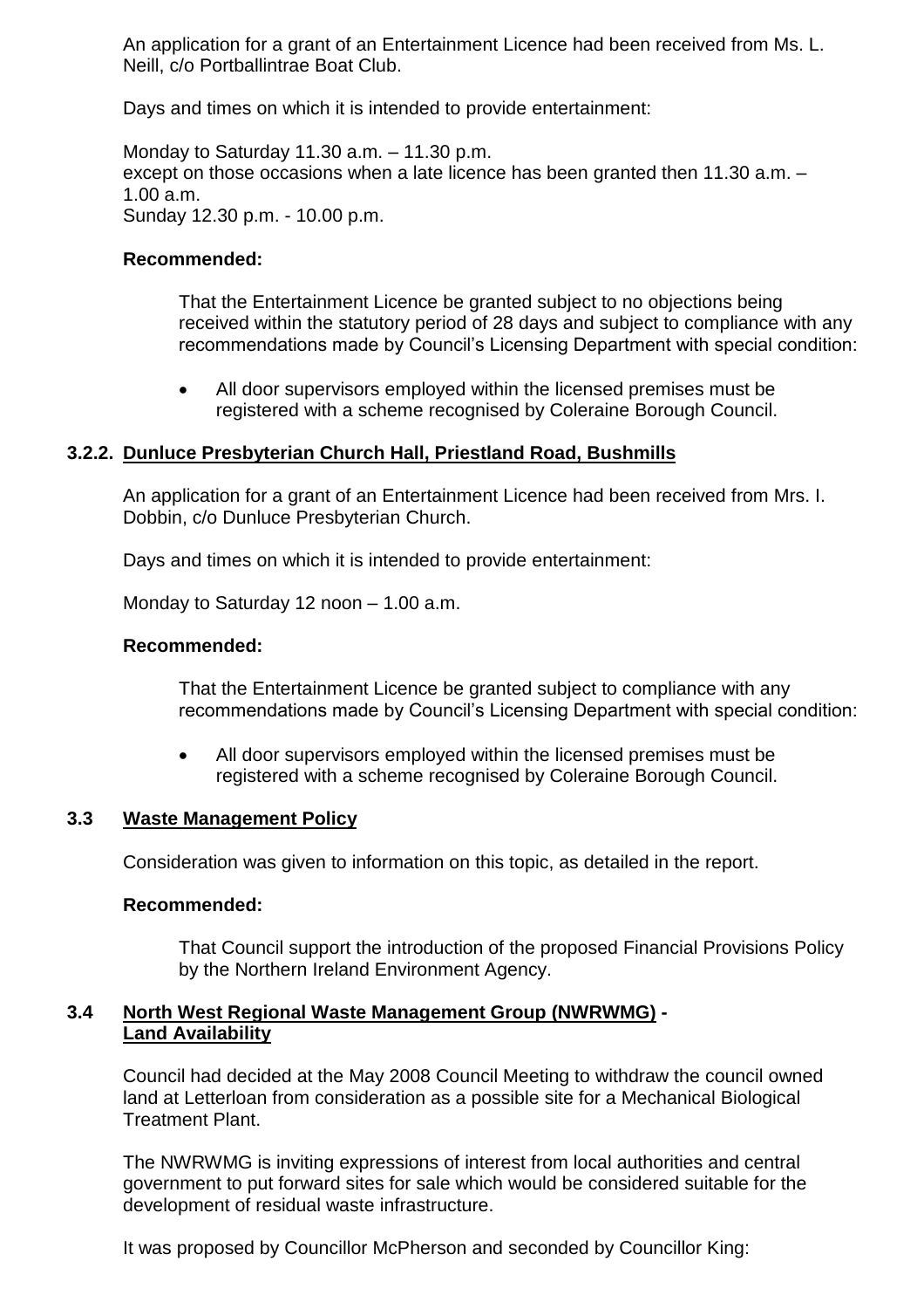An application for a grant of an Entertainment Licence had been received from Ms. L. Neill, c/o Portballintrae Boat Club.

Days and times on which it is intended to provide entertainment:

Monday to Saturday 11.30 a.m. – 11.30 p.m.
except on those occasions when a late licence has been granted then 11.30 a.m. – 1.00 a.m.
Sunday 12.30 p.m. - 10.00 p.m.

**Recommended:**

That the Entertainment Licence be granted subject to no objections being received within the statutory period of 28 days and subject to compliance with any recommendations made by Council's Licensing Department with special condition:

- All door supervisors employed within the licensed premises must be registered with a scheme recognised by Coleraine Borough Council.

### 3.2.2. Dunluce Presbyterian Church Hall, Priestland Road, Bushmills

An application for a grant of an Entertainment Licence had been received from Mrs. I. Dobbin, c/o Dunluce Presbyterian Church.

Days and times on which it is intended to provide entertainment:

Monday to Saturday 12 noon – 1.00 a.m.

**Recommended:**

That the Entertainment Licence be granted subject to compliance with any recommendations made by Council's Licensing Department with special condition:

- All door supervisors employed within the licensed premises must be registered with a scheme recognised by Coleraine Borough Council.

### 3.3 Waste Management Policy

Consideration was given to information on this topic, as detailed in the report.

**Recommended:**

That Council support the introduction of the proposed Financial Provisions Policy by the Northern Ireland Environment Agency.

### 3.4 North West Regional Waste Management Group (NWRWMG) - Land Availability

Council had decided at the May 2008 Council Meeting to withdraw the council owned land at Letterloan from consideration as a possible site for a Mechanical Biological Treatment Plant.

The NWRWMG is inviting expressions of interest from local authorities and central government to put forward sites for sale which would be considered suitable for the development of residual waste infrastructure.

It was proposed by Councillor McPherson and seconded by Councillor King: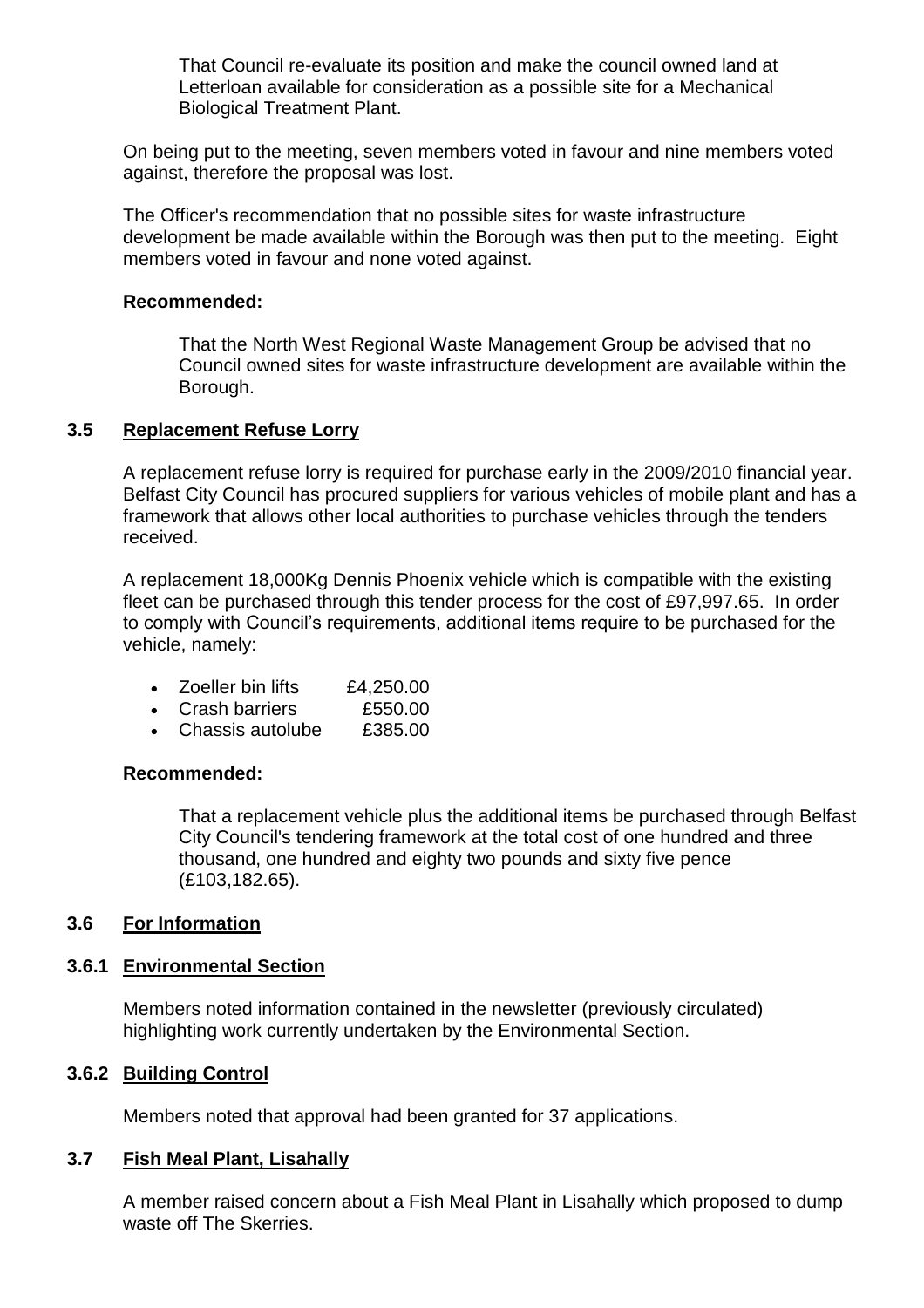> That Council re-evaluate its position and make the council owned land at Letterloan available for consideration as a possible site for a Mechanical Biological Treatment Plant.

On being put to the meeting, seven members voted in favour and nine members voted against, therefore the proposal was lost.

The Officer's recommendation that no possible sites for waste infrastructure development be made available within the Borough was then put to the meeting. Eight members voted in favour and none voted against.

**Recommended:**

> That the North West Regional Waste Management Group be advised that no Council owned sites for waste infrastructure development are available within the Borough.

### 3.5 Replacement Refuse Lorry

A replacement refuse lorry is required for purchase early in the 2009/2010 financial year. Belfast City Council has procured suppliers for various vehicles of mobile plant and has a framework that allows other local authorities to purchase vehicles through the tenders received.

A replacement 18,000Kg Dennis Phoenix vehicle which is compatible with the existing fleet can be purchased through this tender process for the cost of £97,997.65. In order to comply with Council's requirements, additional items require to be purchased for the vehicle, namely:

- Zoeller bin lifts £4,250.00
- Crash barriers £550.00
- Chassis autolube £385.00

**Recommended:**

> That a replacement vehicle plus the additional items be purchased through Belfast City Council's tendering framework at the total cost of one hundred and three thousand, one hundred and eighty two pounds and sixty five pence (£103,182.65).

### 3.6 For Information

### 3.6.1 Environmental Section

Members noted information contained in the newsletter (previously circulated) highlighting work currently undertaken by the Environmental Section.

### 3.6.2 Building Control

Members noted that approval had been granted for 37 applications.

### 3.7 Fish Meal Plant, Lisahally

A member raised concern about a Fish Meal Plant in Lisahally which proposed to dump waste off The Skerries.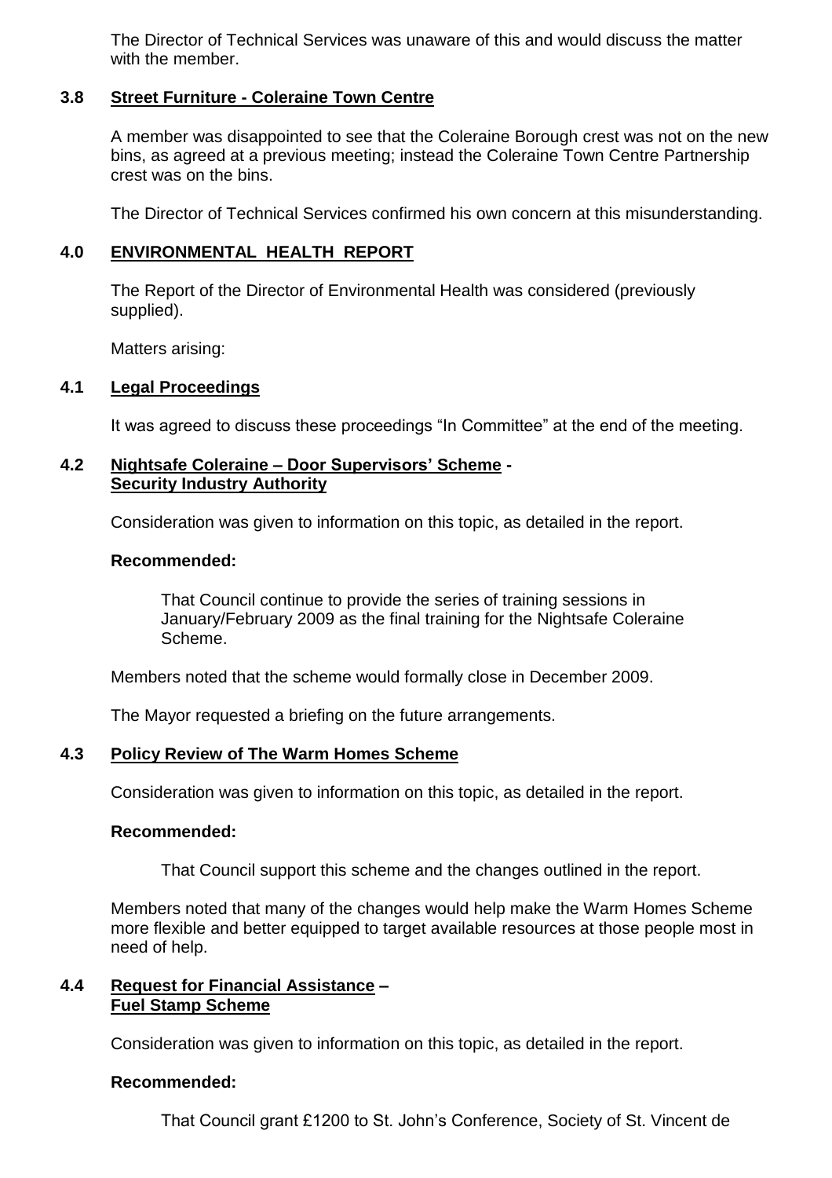The Director of Technical Services was unaware of this and would discuss the matter with the member.

### 3.8 Street Furniture - Coleraine Town Centre

A member was disappointed to see that the Coleraine Borough crest was not on the new bins, as agreed at a previous meeting; instead the Coleraine Town Centre Partnership crest was on the bins.

The Director of Technical Services confirmed his own concern at this misunderstanding.

## 4.0 ENVIRONMENTAL HEALTH REPORT

The Report of the Director of Environmental Health was considered (previously supplied).

Matters arising:

### 4.1 Legal Proceedings

It was agreed to discuss these proceedings "In Committee" at the end of the meeting.

### 4.2 Nightsafe Coleraine – Door Supervisors' Scheme - Security Industry Authority

Consideration was given to information on this topic, as detailed in the report.

**Recommended:**

That Council continue to provide the series of training sessions in January/February 2009 as the final training for the Nightsafe Coleraine Scheme.

Members noted that the scheme would formally close in December 2009.

The Mayor requested a briefing on the future arrangements.

### 4.3 Policy Review of The Warm Homes Scheme

Consideration was given to information on this topic, as detailed in the report.

**Recommended:**

That Council support this scheme and the changes outlined in the report.

Members noted that many of the changes would help make the Warm Homes Scheme more flexible and better equipped to target available resources at those people most in need of help.

### 4.4 Request for Financial Assistance – Fuel Stamp Scheme

Consideration was given to information on this topic, as detailed in the report.

**Recommended:**

That Council grant £1200 to St. John's Conference, Society of St. Vincent de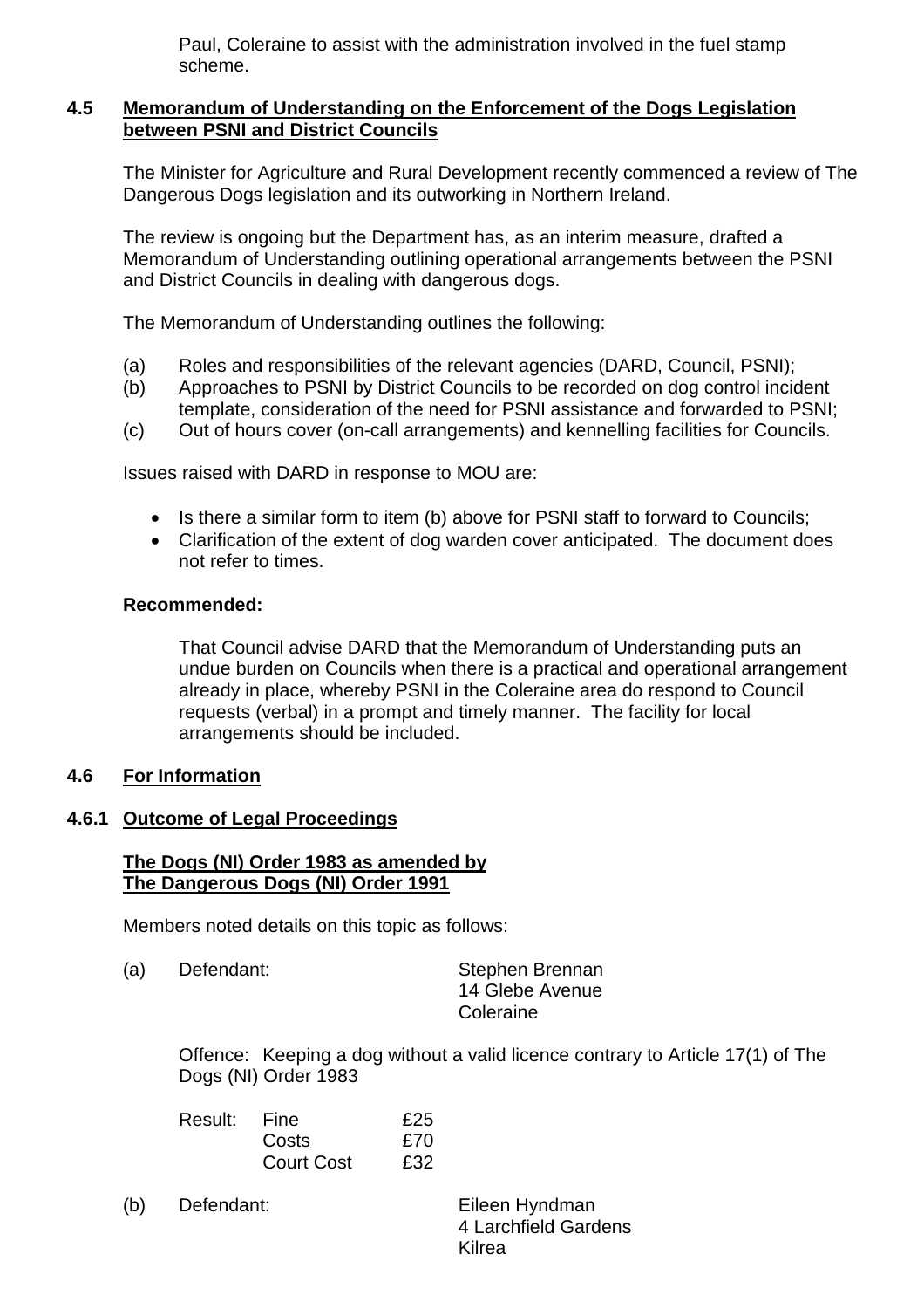Paul, Coleraine to assist with the administration involved in the fuel stamp scheme.

### 4.5 Memorandum of Understanding on the Enforcement of the Dogs Legislation between PSNI and District Councils

The Minister for Agriculture and Rural Development recently commenced a review of The Dangerous Dogs legislation and its outworking in Northern Ireland.

The review is ongoing but the Department has, as an interim measure, drafted a Memorandum of Understanding outlining operational arrangements between the PSNI and District Councils in dealing with dangerous dogs.

The Memorandum of Understanding outlines the following:

(a) Roles and responsibilities of the relevant agencies (DARD, Council, PSNI);
(b) Approaches to PSNI by District Councils to be recorded on dog control incident template, consideration of the need for PSNI assistance and forwarded to PSNI;
(c) Out of hours cover (on-call arrangements) and kennelling facilities for Councils.

Issues raised with DARD in response to MOU are:

- Is there a similar form to item (b) above for PSNI staff to forward to Councils;
- Clarification of the extent of dog warden cover anticipated. The document does not refer to times.

**Recommended:**

That Council advise DARD that the Memorandum of Understanding puts an undue burden on Councils when there is a practical and operational arrangement already in place, whereby PSNI in the Coleraine area do respond to Council requests (verbal) in a prompt and timely manner. The facility for local arrangements should be included.

### 4.6 For Information

#### 4.6.1 Outcome of Legal Proceedings

**The Dogs (NI) Order 1983 as amended by The Dangerous Dogs (NI) Order 1991**

Members noted details on this topic as follows:

(a) Defendant: Stephen Brennan
14 Glebe Avenue
Coleraine

Offence: Keeping a dog without a valid licence contrary to Article 17(1) of The Dogs (NI) Order 1983

| Result: | | |
|---|---|---|
| | Fine | £25 |
| | Costs | £70 |
| | Court Cost | £32 |

(b) Defendant: Eileen Hyndman
4 Larchfield Gardens
Kilrea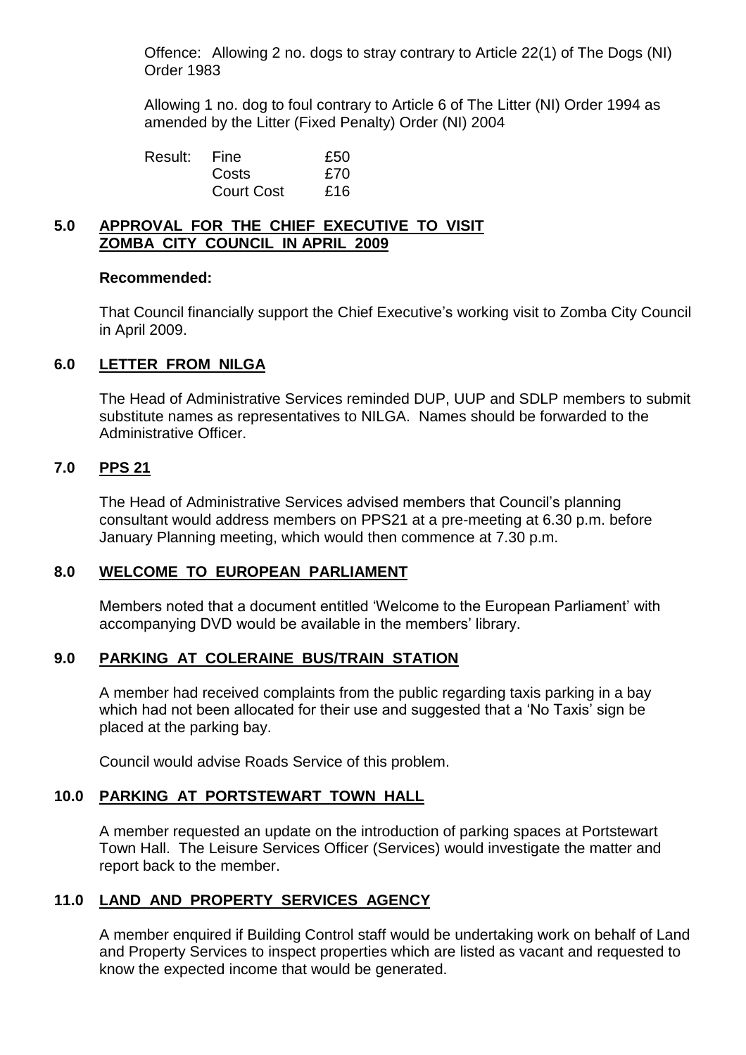Offence: Allowing 2 no. dogs to stray contrary to Article 22(1) of The Dogs (NI) Order 1983

Allowing 1 no. dog to foul contrary to Article 6 of The Litter (NI) Order 1994 as amended by the Litter (Fixed Penalty) Order (NI) 2004

| Result: | Fine | £50 |
|---|---|---|
| | Costs | £70 |
| | Court Cost | £16 |

## 5.0 APPROVAL FOR THE CHIEF EXECUTIVE TO VISIT ZOMBA CITY COUNCIL IN APRIL 2009

**Recommended:**

That Council financially support the Chief Executive's working visit to Zomba City Council in April 2009.

## 6.0 LETTER FROM NILGA

The Head of Administrative Services reminded DUP, UUP and SDLP members to submit substitute names as representatives to NILGA. Names should be forwarded to the Administrative Officer.

## 7.0 PPS 21

The Head of Administrative Services advised members that Council's planning consultant would address members on PPS21 at a pre-meeting at 6.30 p.m. before January Planning meeting, which would then commence at 7.30 p.m.

## 8.0 WELCOME TO EUROPEAN PARLIAMENT

Members noted that a document entitled 'Welcome to the European Parliament' with accompanying DVD would be available in the members' library.

## 9.0 PARKING AT COLERAINE BUS/TRAIN STATION

A member had received complaints from the public regarding taxis parking in a bay which had not been allocated for their use and suggested that a 'No Taxis' sign be placed at the parking bay.

Council would advise Roads Service of this problem.

## 10.0 PARKING AT PORTSTEWART TOWN HALL

A member requested an update on the introduction of parking spaces at Portstewart Town Hall. The Leisure Services Officer (Services) would investigate the matter and report back to the member.

## 11.0 LAND AND PROPERTY SERVICES AGENCY

A member enquired if Building Control staff would be undertaking work on behalf of Land and Property Services to inspect properties which are listed as vacant and requested to know the expected income that would be generated.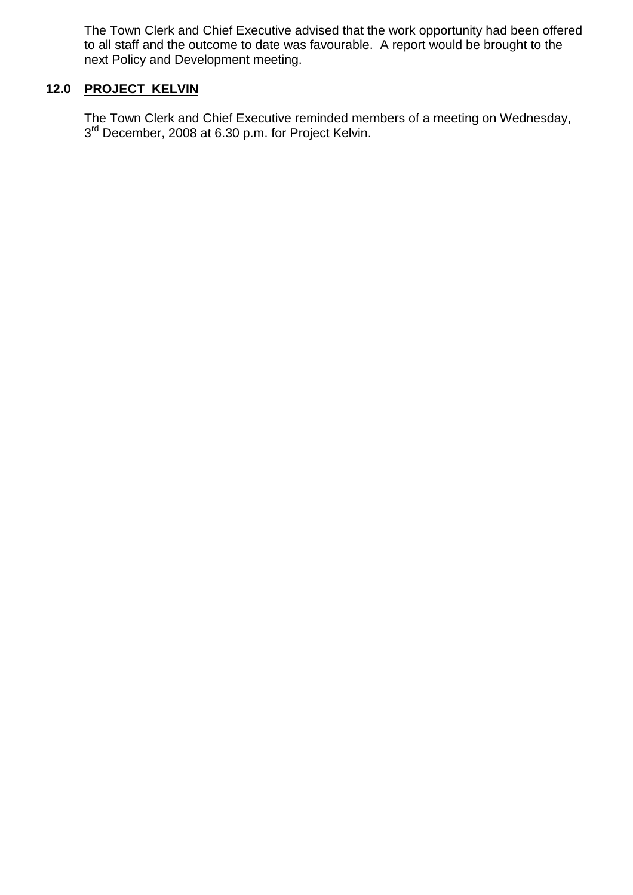The Town Clerk and Chief Executive advised that the work opportunity had been offered to all staff and the outcome to date was favourable. A report would be brought to the next Policy and Development meeting.

## 12.0 PROJECT KELVIN

The Town Clerk and Chief Executive reminded members of a meeting on Wednesday, 3rd December, 2008 at 6.30 p.m. for Project Kelvin.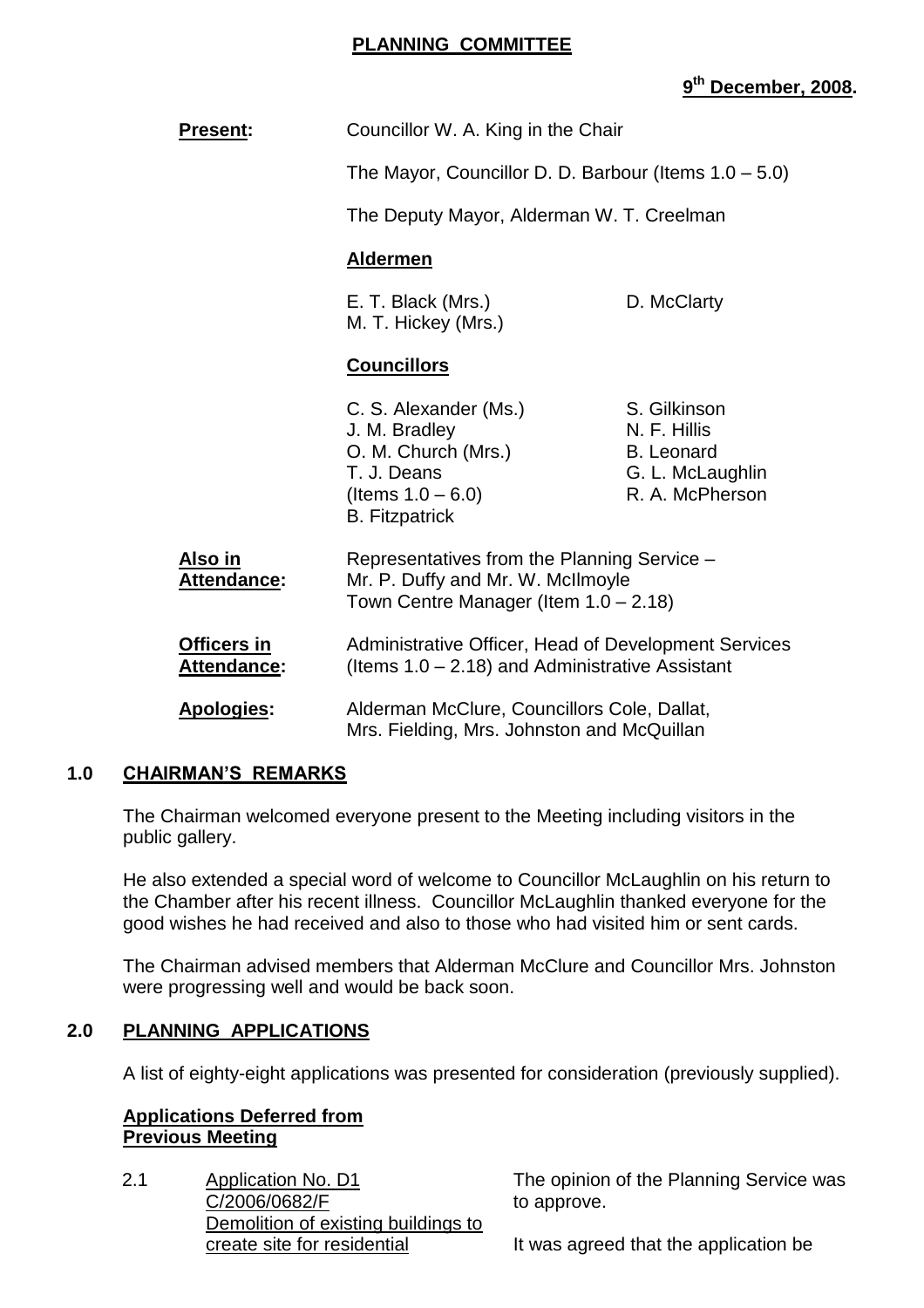# PLANNING COMMITTEE

**9th December, 2008.**

**Present:** Councillor W. A. King in the Chair

The Mayor, Councillor D. D. Barbour (Items 1.0 – 5.0)

The Deputy Mayor, Alderman W. T. Creelman

**Aldermen**

| | |
|---|---|
| E. T. Black (Mrs.) | D. McClarty |
| M. T. Hickey (Mrs.) | |

**Councillors**

| | |
|---|---|
| C. S. Alexander (Ms.) | S. Gilkinson |
| J. M. Bradley | N. F. Hillis |
| O. M. Church (Mrs.) | B. Leonard |
| T. J. Deans (Items 1.0 – 6.0) | G. L. McLaughlin |
| B. Fitzpatrick | R. A. McPherson |

**Also in Attendance:** Representatives from the Planning Service – Mr. P. Duffy and Mr. W. McIlmoyle
Town Centre Manager (Item 1.0 – 2.18)

**Officers in Attendance:** Administrative Officer, Head of Development Services (Items 1.0 – 2.18) and Administrative Assistant

**Apologies:** Alderman McClure, Councillors Cole, Dallat, Mrs. Fielding, Mrs. Johnston and McQuillan

## 1.0 CHAIRMAN'S REMARKS

The Chairman welcomed everyone present to the Meeting including visitors in the public gallery.

He also extended a special word of welcome to Councillor McLaughlin on his return to the Chamber after his recent illness. Councillor McLaughlin thanked everyone for the good wishes he had received and also to those who had visited him or sent cards.

The Chairman advised members that Alderman McClure and Councillor Mrs. Johnston were progressing well and would be back soon.

## 2.0 PLANNING APPLICATIONS

A list of eighty-eight applications was presented for consideration (previously supplied).

**Applications Deferred from Previous Meeting**

2.1 Application No. D1
C/2006/0682/F
Demolition of existing buildings to create site for residential

The opinion of the Planning Service was to approve.

It was agreed that the application be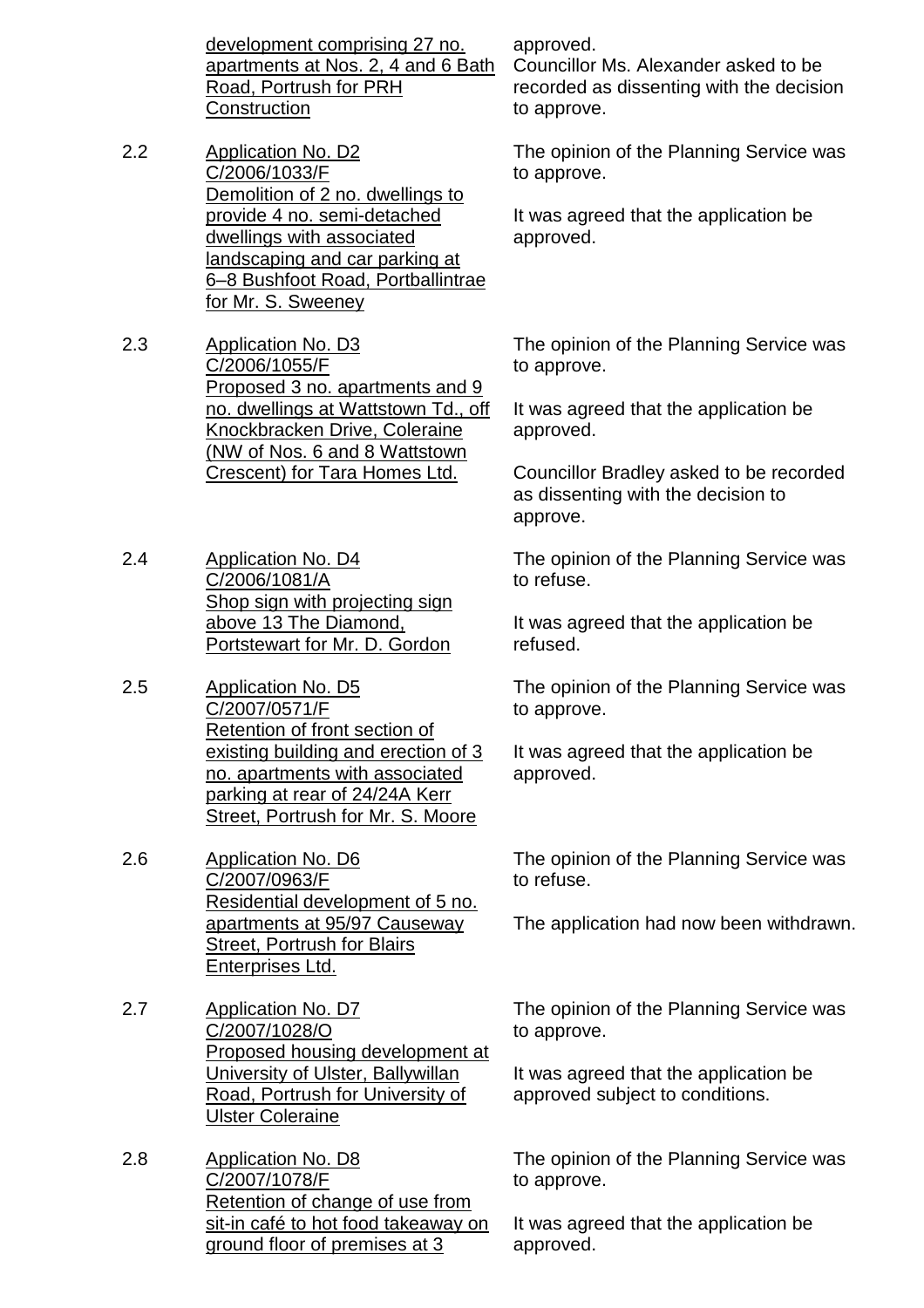| | | |
|---|---|---|
| | <u>development comprising 27 no. apartments at Nos. 2, 4 and 6 Bath Road, Portrush for PRH Construction</u> | approved.<br>Councillor Ms. Alexander asked to be recorded as dissenting with the decision to approve. |
| 2.2 | <u>Application No. D2</u><br><u>C/2006/1033/F</u><br><u>Demolition of 2 no. dwellings to provide 4 no. semi-detached dwellings with associated landscaping and car parking at 6–8 Bushfoot Road, Portballintrae for Mr. S. Sweeney</u> | The opinion of the Planning Service was to approve.<br><br>It was agreed that the application be approved. |
| 2.3 | <u>Application No. D3</u><br><u>C/2006/1055/F</u><br><u>Proposed 3 no. apartments and 9 no. dwellings at Wattstown Td., off Knockbracken Drive, Coleraine (NW of Nos. 6 and 8 Wattstown Crescent) for Tara Homes Ltd.</u> | The opinion of the Planning Service was to approve.<br><br>It was agreed that the application be approved.<br><br>Councillor Bradley asked to be recorded as dissenting with the decision to approve. |
| 2.4 | <u>Application No. D4</u><br><u>C/2006/1081/A</u><br><u>Shop sign with projecting sign above 13 The Diamond, Portstewart for Mr. D. Gordon</u> | The opinion of the Planning Service was to refuse.<br><br>It was agreed that the application be refused. |
| 2.5 | <u>Application No. D5</u><br><u>C/2007/0571/F</u><br><u>Retention of front section of existing building and erection of 3 no. apartments with associated parking at rear of 24/24A Kerr Street, Portrush for Mr. S. Moore</u> | The opinion of the Planning Service was to approve.<br><br>It was agreed that the application be approved. |
| 2.6 | <u>Application No. D6</u><br><u>C/2007/0963/F</u><br><u>Residential development of 5 no. apartments at 95/97 Causeway Street, Portrush for Blairs Enterprises Ltd.</u> | The opinion of the Planning Service was to refuse.<br><br>The application had now been withdrawn. |
| 2.7 | <u>Application No. D7</u><br><u>C/2007/1028/O</u><br><u>Proposed housing development at University of Ulster, Ballywillan Road, Portrush for University of Ulster Coleraine</u> | The opinion of the Planning Service was to approve.<br><br>It was agreed that the application be approved subject to conditions. |
| 2.8 | <u>Application No. D8</u><br><u>C/2007/1078/F</u><br><u>Retention of change of use from sit-in café to hot food takeaway on ground floor of premises at 3</u> | The opinion of the Planning Service was to approve.<br><br>It was agreed that the application be approved. |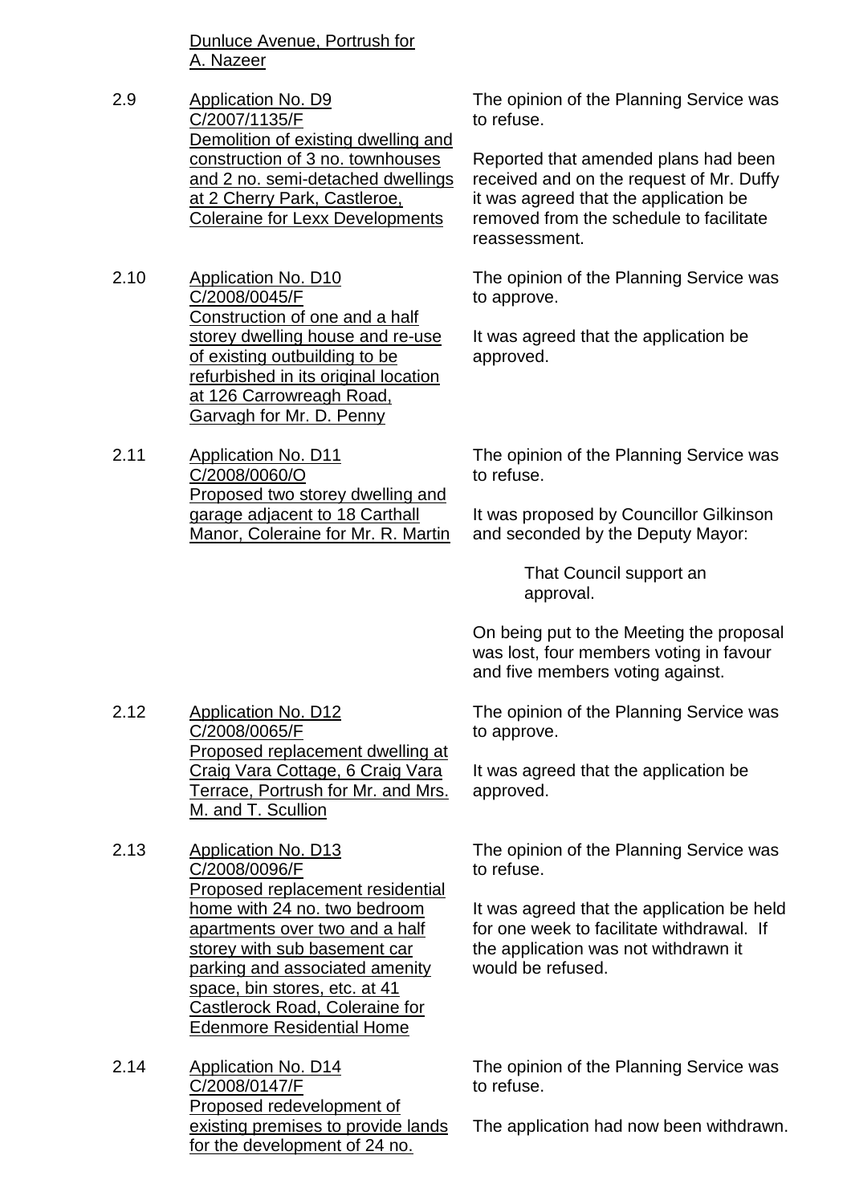Dunluce Avenue, Portrush for A. Nazeer

2.9 Application No. D9
C/2007/1135/F
Demolition of existing dwelling and construction of 3 no. townhouses and 2 no. semi-detached dwellings at 2 Cherry Park, Castleroe, Coleraine for Lexx Developments

The opinion of the Planning Service was to refuse.

Reported that amended plans had been received and on the request of Mr. Duffy it was agreed that the application be removed from the schedule to facilitate reassessment.

2.10 Application No. D10
C/2008/0045/F
Construction of one and a half storey dwelling house and re-use of existing outbuilding to be refurbished in its original location at 126 Carrowreagh Road, Garvagh for Mr. D. Penny

The opinion of the Planning Service was to approve.

It was agreed that the application be approved.

2.11 Application No. D11
C/2008/0060/O
Proposed two storey dwelling and garage adjacent to 18 Carthall Manor, Coleraine for Mr. R. Martin

The opinion of the Planning Service was to refuse.

It was proposed by Councillor Gilkinson and seconded by the Deputy Mayor:

> That Council support an approval.

On being put to the Meeting the proposal was lost, four members voting in favour and five members voting against.

2.12 Application No. D12
C/2008/0065/F
Proposed replacement dwelling at Craig Vara Cottage, 6 Craig Vara Terrace, Portrush for Mr. and Mrs. M. and T. Scullion

The opinion of the Planning Service was to approve.

It was agreed that the application be approved.

2.13 Application No. D13
C/2008/0096/F
Proposed replacement residential home with 24 no. two bedroom apartments over two and a half storey with sub basement car parking and associated amenity space, bin stores, etc. at 41 Castlerock Road, Coleraine for Edenmore Residential Home

The opinion of the Planning Service was to refuse.

It was agreed that the application be held for one week to facilitate withdrawal. If the application was not withdrawn it would be refused.

2.14 Application No. D14
C/2008/0147/F
Proposed redevelopment of existing premises to provide lands for the development of 24 no.

The opinion of the Planning Service was to refuse.

The application had now been withdrawn.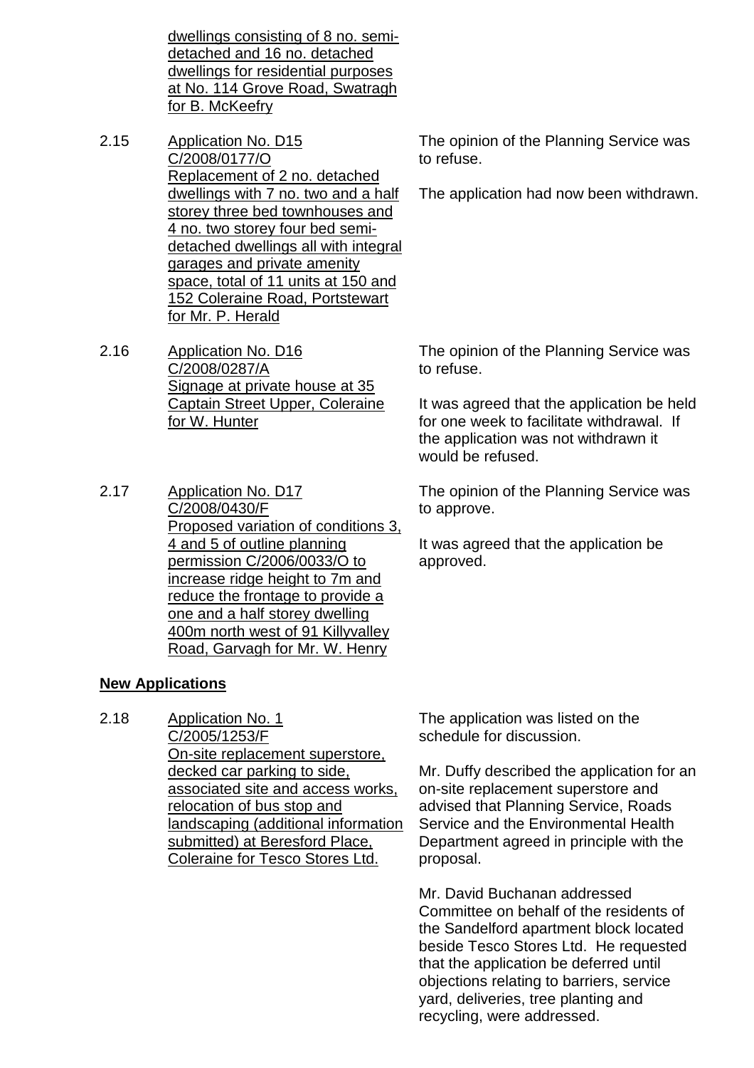dwellings consisting of 8 no. semi-detached and 16 no. detached dwellings for residential purposes at No. 114 Grove Road, Swatragh for B. McKeefry

2.15 Application No. D15 C/2008/0177/O Replacement of 2 no. detached dwellings with 7 no. two and a half storey three bed townhouses and 4 no. two storey four bed semi-detached dwellings all with integral garages and private amenity space, total of 11 units at 150 and 152 Coleraine Road, Portstewart for Mr. P. Herald

The opinion of the Planning Service was to refuse.

The application had now been withdrawn.

2.16 Application No. D16 C/2008/0287/A Signage at private house at 35 Captain Street Upper, Coleraine for W. Hunter

The opinion of the Planning Service was to refuse.

It was agreed that the application be held for one week to facilitate withdrawal. If the application was not withdrawn it would be refused.

2.17 Application No. D17 C/2008/0430/F Proposed variation of conditions 3, 4 and 5 of outline planning permission C/2006/0033/O to increase ridge height to 7m and reduce the frontage to provide a one and a half storey dwelling 400m north west of 91 Killyvalley Road, Garvagh for Mr. W. Henry

The opinion of the Planning Service was to approve.

It was agreed that the application be approved.

**New Applications**

2.18 Application No. 1 C/2005/1253/F On-site replacement superstore, decked car parking to side, associated site and access works, relocation of bus stop and landscaping (additional information submitted) at Beresford Place, Coleraine for Tesco Stores Ltd.

The application was listed on the schedule for discussion.

Mr. Duffy described the application for an on-site replacement superstore and advised that Planning Service, Roads Service and the Environmental Health Department agreed in principle with the proposal.

Mr. David Buchanan addressed Committee on behalf of the residents of the Sandelford apartment block located beside Tesco Stores Ltd. He requested that the application be deferred until objections relating to barriers, service yard, deliveries, tree planting and recycling, were addressed.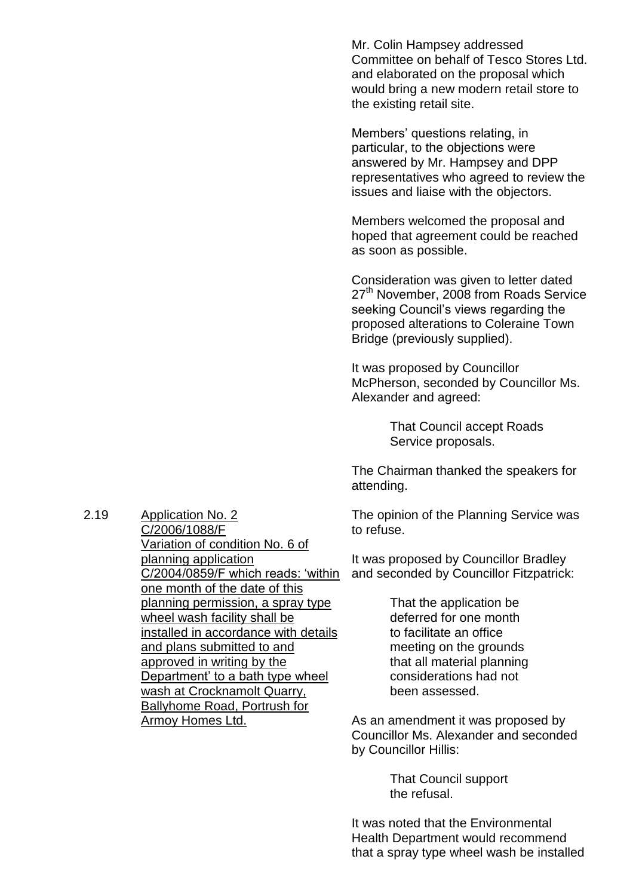Mr. Colin Hampsey addressed Committee on behalf of Tesco Stores Ltd. and elaborated on the proposal which would bring a new modern retail store to the existing retail site.

Members' questions relating, in particular, to the objections were answered by Mr. Hampsey and DPP representatives who agreed to review the issues and liaise with the objectors.

Members welcomed the proposal and hoped that agreement could be reached as soon as possible.

Consideration was given to letter dated 27th November, 2008 from Roads Service seeking Council's views regarding the proposed alterations to Coleraine Town Bridge (previously supplied).

It was proposed by Councillor McPherson, seconded by Councillor Ms. Alexander and agreed:

> That Council accept Roads Service proposals.

The Chairman thanked the speakers for attending.

2.19 Application No. 2 C/2006/1088/F Variation of condition No. 6 of planning application C/2004/0859/F which reads: 'within one month of the date of this planning permission, a spray type wheel wash facility shall be installed in accordance with details and plans submitted to and approved in writing by the Department' to a bath type wheel wash at Crocknamolt Quarry, Ballyhome Road, Portrush for Armoy Homes Ltd.

The opinion of the Planning Service was to refuse.

It was proposed by Councillor Bradley and seconded by Councillor Fitzpatrick:

> That the application be deferred for one month to facilitate an office meeting on the grounds that all material planning considerations had not been assessed.

As an amendment it was proposed by Councillor Ms. Alexander and seconded by Councillor Hillis:

> That Council support the refusal.

It was noted that the Environmental Health Department would recommend that a spray type wheel wash be installed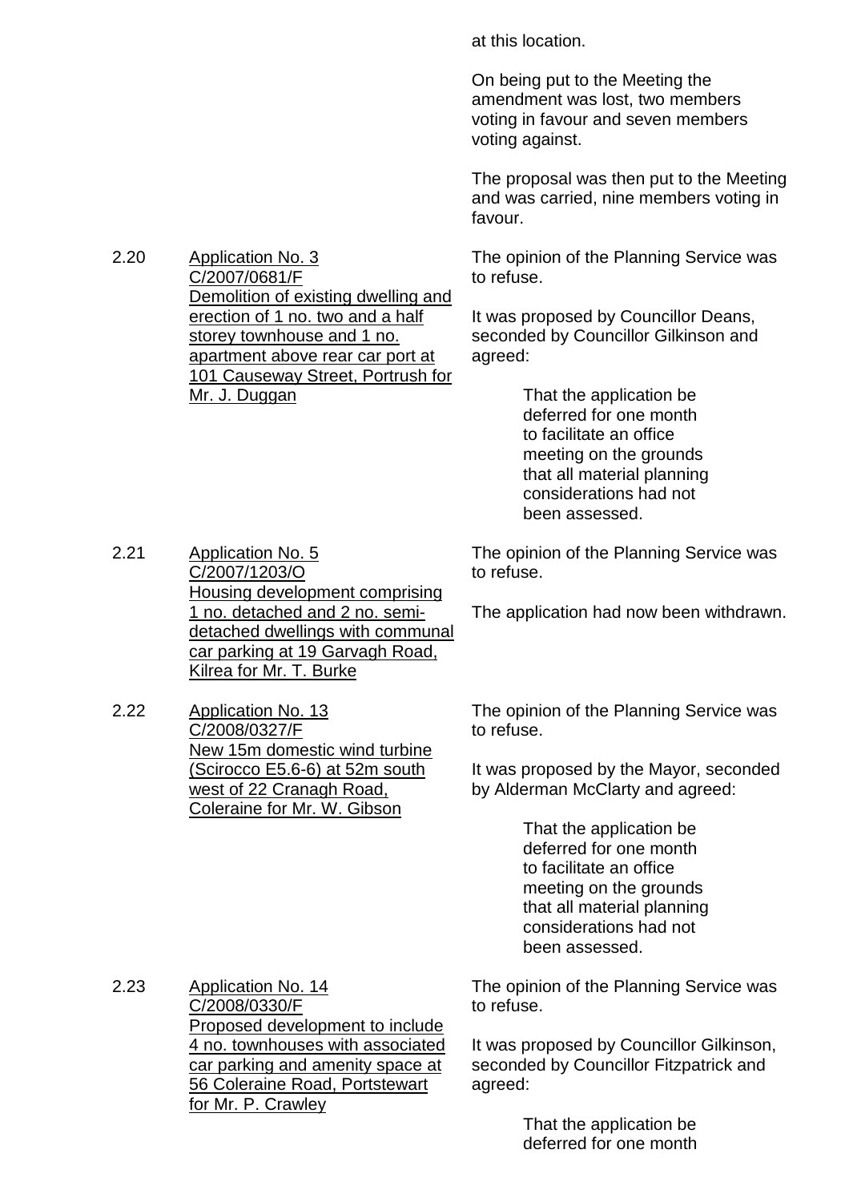at this location.

On being put to the Meeting the amendment was lost, two members voting in favour and seven members voting against.

The proposal was then put to the Meeting and was carried, nine members voting in favour.

2.20 Application No. 3
C/2007/0681/F
Demolition of existing dwelling and erection of 1 no. two and a half storey townhouse and 1 no. apartment above rear car port at 101 Causeway Street, Portrush for Mr. J. Duggan

The opinion of the Planning Service was to refuse.

It was proposed by Councillor Deans, seconded by Councillor Gilkinson and agreed:

> That the application be deferred for one month to facilitate an office meeting on the grounds that all material planning considerations had not been assessed.

2.21 Application No. 5
C/2007/1203/O
Housing development comprising 1 no. detached and 2 no. semi-detached dwellings with communal car parking at 19 Garvagh Road, Kilrea for Mr. T. Burke

The opinion of the Planning Service was to refuse.

The application had now been withdrawn.

2.22 Application No. 13
C/2008/0327/F
New 15m domestic wind turbine (Scirocco E5.6-6) at 52m south west of 22 Cranagh Road, Coleraine for Mr. W. Gibson

The opinion of the Planning Service was to refuse.

It was proposed by the Mayor, seconded by Alderman McClarty and agreed:

> That the application be deferred for one month to facilitate an office meeting on the grounds that all material planning considerations had not been assessed.

2.23 Application No. 14
C/2008/0330/F
Proposed development to include 4 no. townhouses with associated car parking and amenity space at 56 Coleraine Road, Portstewart for Mr. P. Crawley

The opinion of the Planning Service was to refuse.

It was proposed by Councillor Gilkinson, seconded by Councillor Fitzpatrick and agreed:

> That the application be deferred for one month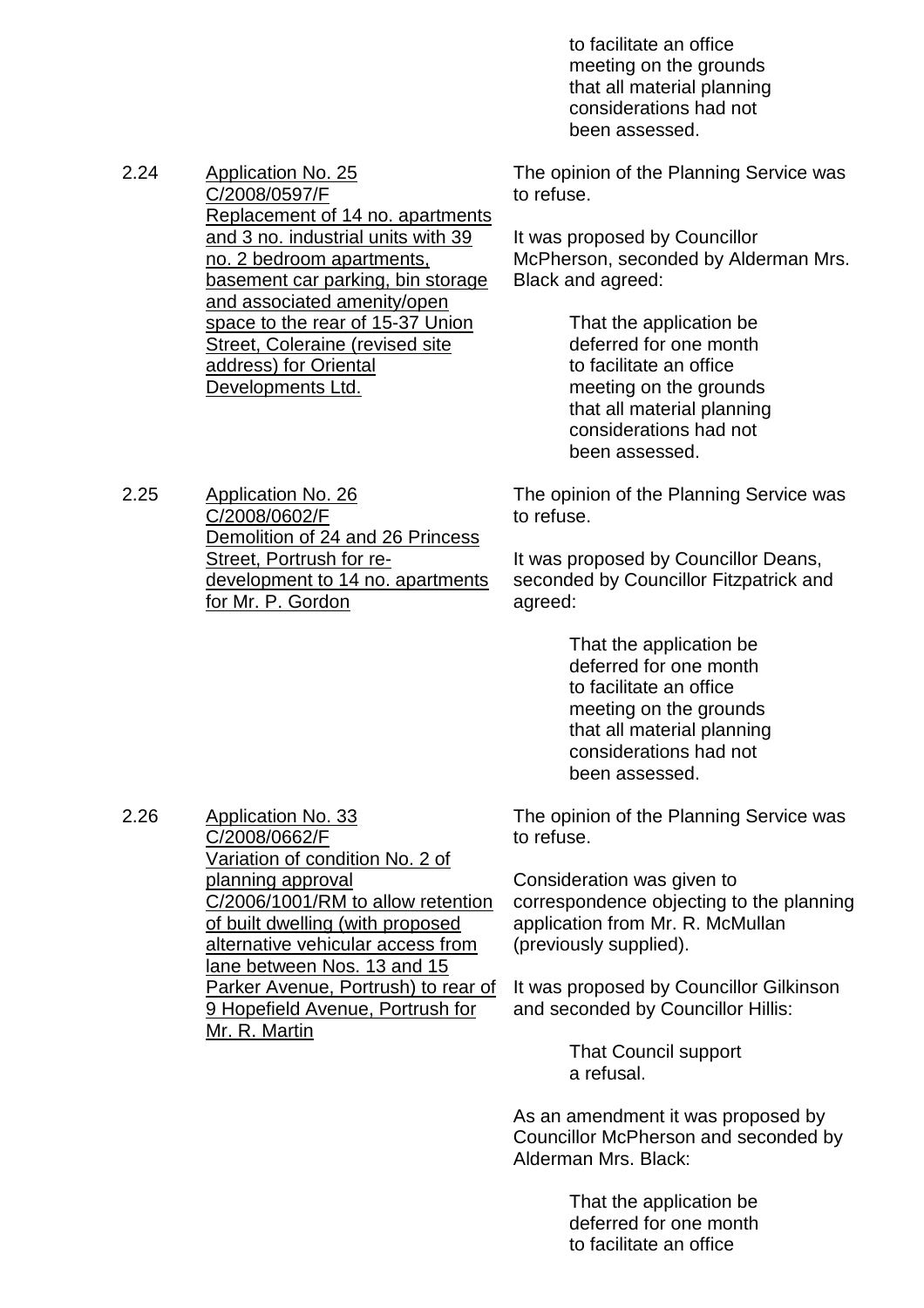to facilitate an office meeting on the grounds that all material planning considerations had not been assessed.

2.24 Application No. 25
C/2008/0597/F
Replacement of 14 no. apartments and 3 no. industrial units with 39 no. 2 bedroom apartments, basement car parking, bin storage and associated amenity/open space to the rear of 15-37 Union Street, Coleraine (revised site address) for Oriental Developments Ltd.

The opinion of the Planning Service was to refuse.

It was proposed by Councillor McPherson, seconded by Alderman Mrs. Black and agreed:

> That the application be deferred for one month to facilitate an office meeting on the grounds that all material planning considerations had not been assessed.

2.25 Application No. 26
C/2008/0602/F
Demolition of 24 and 26 Princess Street, Portrush for re-development to 14 no. apartments for Mr. P. Gordon

The opinion of the Planning Service was to refuse.

It was proposed by Councillor Deans, seconded by Councillor Fitzpatrick and agreed:

> That the application be deferred for one month to facilitate an office meeting on the grounds that all material planning considerations had not been assessed.

2.26 Application No. 33
C/2008/0662/F
Variation of condition No. 2 of planning approval C/2006/1001/RM to allow retention of built dwelling (with proposed alternative vehicular access from lane between Nos. 13 and 15 Parker Avenue, Portrush) to rear of 9 Hopefield Avenue, Portrush for Mr. R. Martin

The opinion of the Planning Service was to refuse.

Consideration was given to correspondence objecting to the planning application from Mr. R. McMullan (previously supplied).

It was proposed by Councillor Gilkinson and seconded by Councillor Hillis:

> That Council support a refusal.

As an amendment it was proposed by Councillor McPherson and seconded by Alderman Mrs. Black:

> That the application be deferred for one month to facilitate an office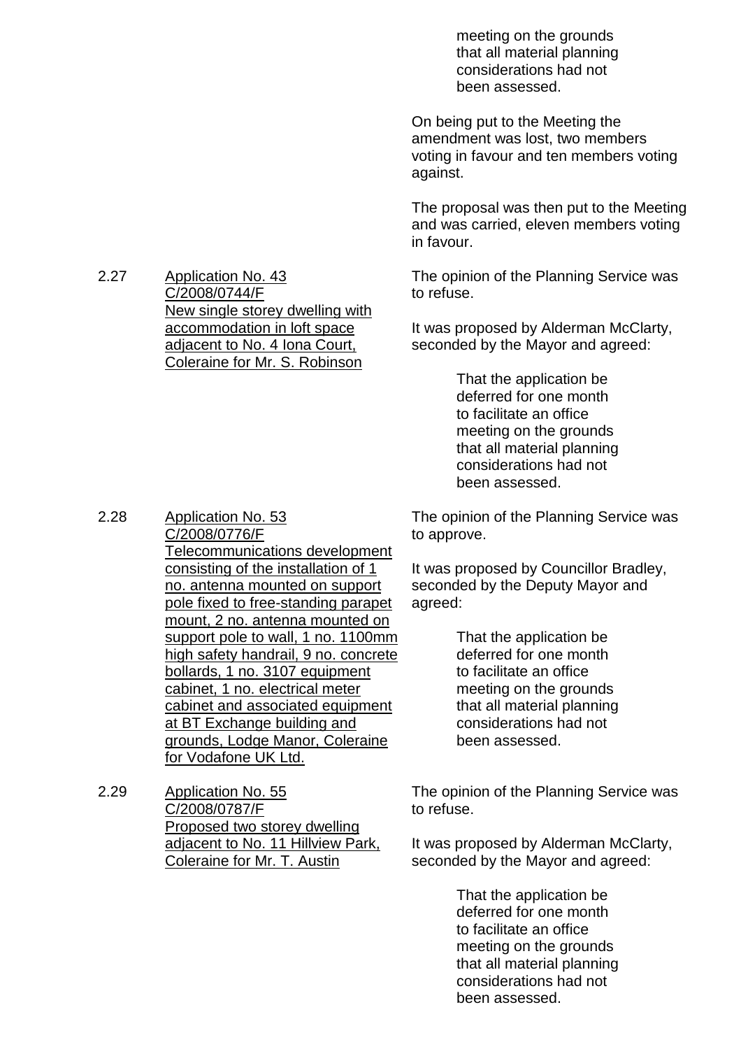> meeting on the grounds that all material planning considerations had not been assessed.

On being put to the Meeting the amendment was lost, two members voting in favour and ten members voting against.

The proposal was then put to the Meeting and was carried, eleven members voting in favour.

2.27 <u>Application No. 43 C/2008/0744/F New single storey dwelling with accommodation in loft space adjacent to No. 4 Iona Court, Coleraine for Mr. S. Robinson</u>

The opinion of the Planning Service was to refuse.

It was proposed by Alderman McClarty, seconded by the Mayor and agreed:

> That the application be deferred for one month to facilitate an office meeting on the grounds that all material planning considerations had not been assessed.

2.28 <u>Application No. 53 C/2008/0776/F Telecommunications development consisting of the installation of 1 no. antenna mounted on support pole fixed to free-standing parapet mount, 2 no. antenna mounted on support pole to wall, 1 no. 1100mm high safety handrail, 9 no. concrete bollards, 1 no. 3107 equipment cabinet, 1 no. electrical meter cabinet and associated equipment at BT Exchange building and grounds, Lodge Manor, Coleraine for Vodafone UK Ltd.</u>

The opinion of the Planning Service was to approve.

It was proposed by Councillor Bradley, seconded by the Deputy Mayor and agreed:

> That the application be deferred for one month to facilitate an office meeting on the grounds that all material planning considerations had not been assessed.

2.29 <u>Application No. 55 C/2008/0787/F Proposed two storey dwelling adjacent to No. 11 Hillview Park, Coleraine for Mr. T. Austin</u>

The opinion of the Planning Service was to refuse.

It was proposed by Alderman McClarty, seconded by the Mayor and agreed:

> That the application be deferred for one month to facilitate an office meeting on the grounds that all material planning considerations had not been assessed.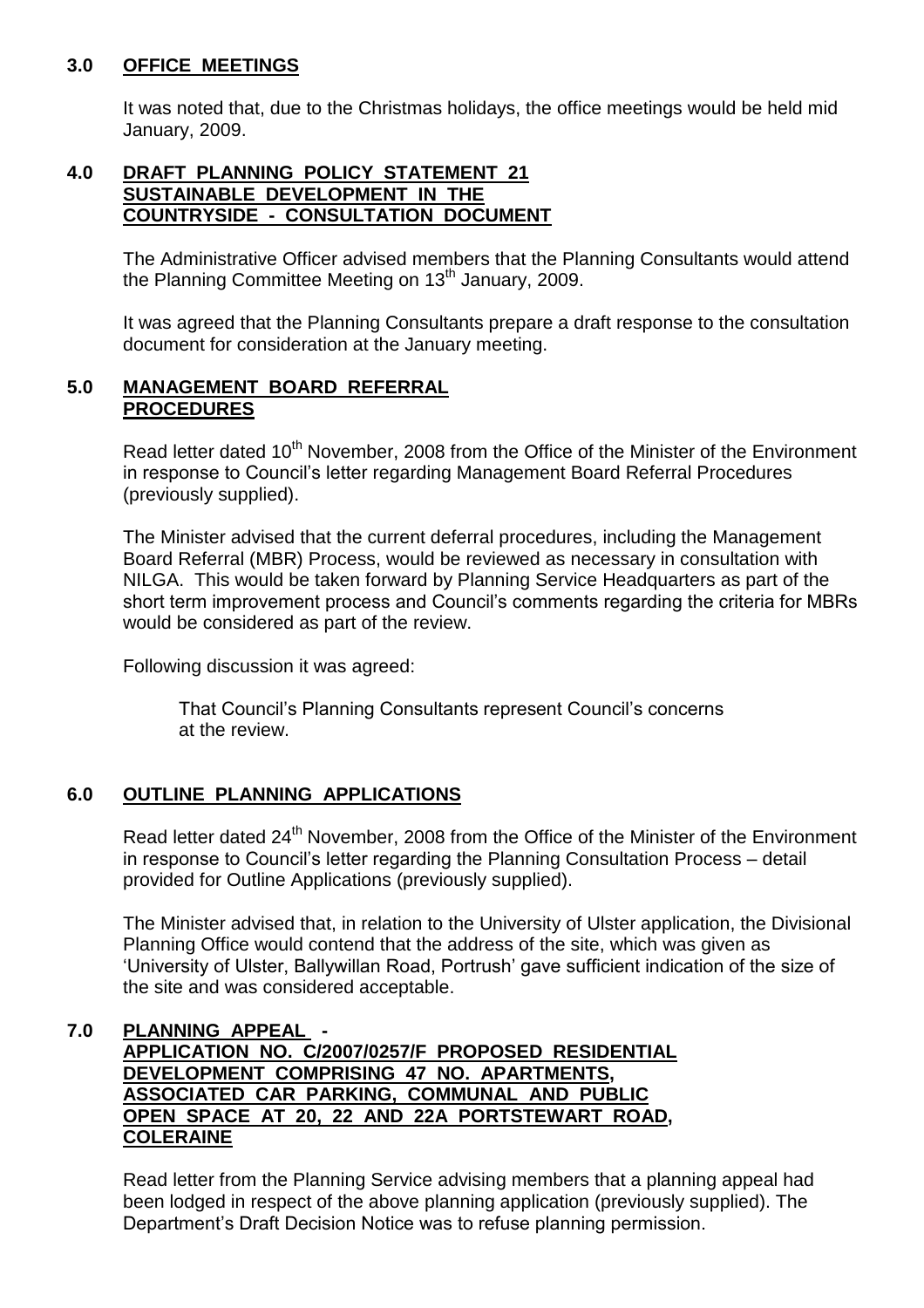## 3.0 OFFICE MEETINGS

It was noted that, due to the Christmas holidays, the office meetings would be held mid January, 2009.

## 4.0 DRAFT PLANNING POLICY STATEMENT 21 SUSTAINABLE DEVELOPMENT IN THE COUNTRYSIDE - CONSULTATION DOCUMENT

The Administrative Officer advised members that the Planning Consultants would attend the Planning Committee Meeting on 13th January, 2009.

It was agreed that the Planning Consultants prepare a draft response to the consultation document for consideration at the January meeting.

## 5.0 MANAGEMENT BOARD REFERRAL PROCEDURES

Read letter dated 10th November, 2008 from the Office of the Minister of the Environment in response to Council's letter regarding Management Board Referral Procedures (previously supplied).

The Minister advised that the current deferral procedures, including the Management Board Referral (MBR) Process, would be reviewed as necessary in consultation with NILGA. This would be taken forward by Planning Service Headquarters as part of the short term improvement process and Council's comments regarding the criteria for MBRs would be considered as part of the review.

Following discussion it was agreed:

> That Council's Planning Consultants represent Council's concerns at the review.

## 6.0 OUTLINE PLANNING APPLICATIONS

Read letter dated 24th November, 2008 from the Office of the Minister of the Environment in response to Council's letter regarding the Planning Consultation Process – detail provided for Outline Applications (previously supplied).

The Minister advised that, in relation to the University of Ulster application, the Divisional Planning Office would contend that the address of the site, which was given as 'University of Ulster, Ballywillan Road, Portrush' gave sufficient indication of the size of the site and was considered acceptable.

## 7.0 PLANNING APPEAL - APPLICATION NO. C/2007/0257/F PROPOSED RESIDENTIAL DEVELOPMENT COMPRISING 47 NO. APARTMENTS, ASSOCIATED CAR PARKING, COMMUNAL AND PUBLIC OPEN SPACE AT 20, 22 AND 22A PORTSTEWART ROAD, COLERAINE

Read letter from the Planning Service advising members that a planning appeal had been lodged in respect of the above planning application (previously supplied). The Department's Draft Decision Notice was to refuse planning permission.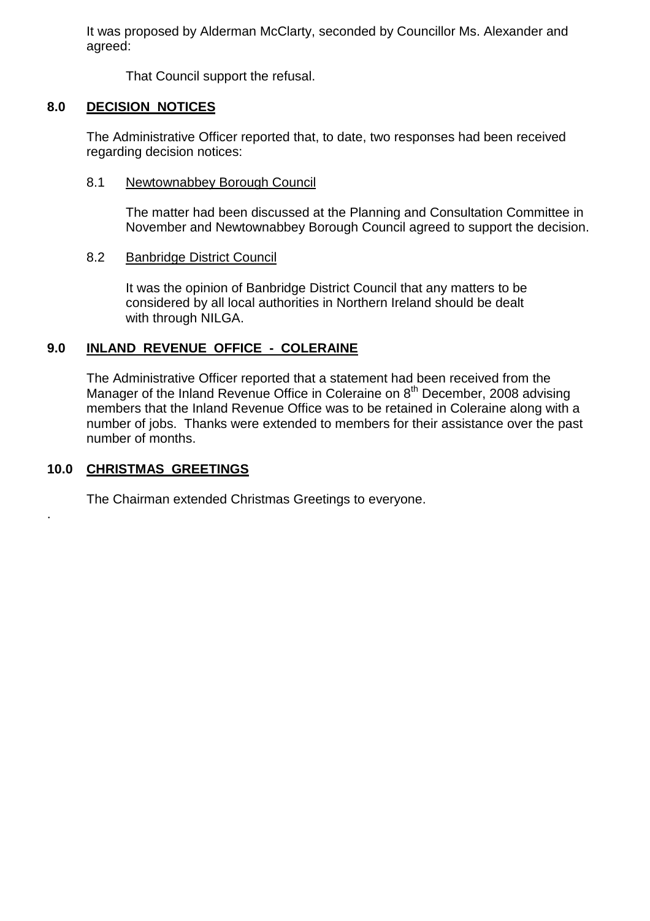It was proposed by Alderman McClarty, seconded by Councillor Ms. Alexander and agreed:

That Council support the refusal.

## 8.0 DECISION NOTICES

The Administrative Officer reported that, to date, two responses had been received regarding decision notices:

### 8.1 Newtownabbey Borough Council

The matter had been discussed at the Planning and Consultation Committee in November and Newtownabbey Borough Council agreed to support the decision.

### 8.2 Banbridge District Council

It was the opinion of Banbridge District Council that any matters to be considered by all local authorities in Northern Ireland should be dealt with through NILGA.

## 9.0 INLAND REVENUE OFFICE - COLERAINE

The Administrative Officer reported that a statement had been received from the Manager of the Inland Revenue Office in Coleraine on 8th December, 2008 advising members that the Inland Revenue Office was to be retained in Coleraine along with a number of jobs. Thanks were extended to members for their assistance over the past number of months.

## 10.0 CHRISTMAS GREETINGS

The Chairman extended Christmas Greetings to everyone.

.